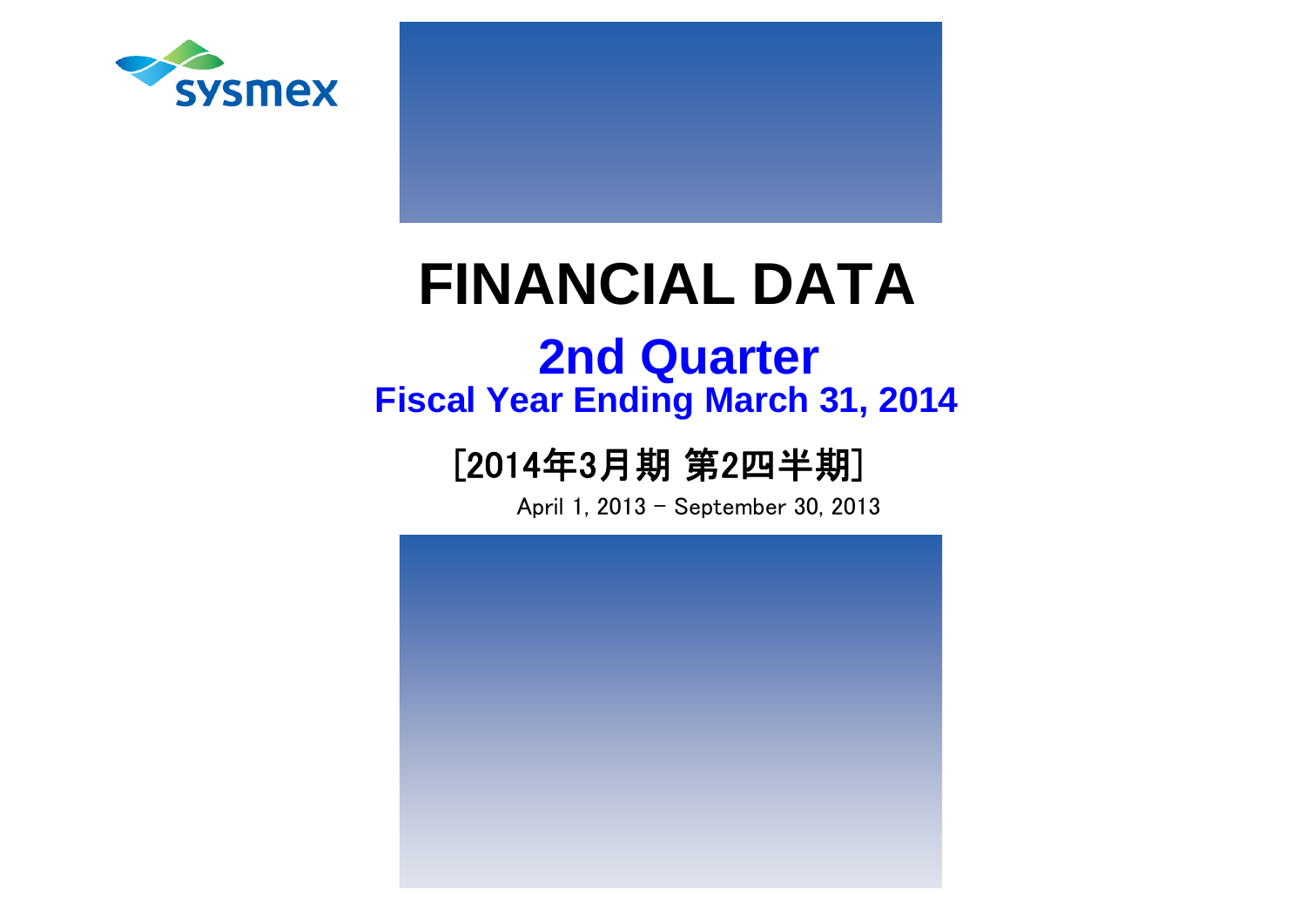sysmex

# FINANCIAL DATA

## 2nd Quarter

### Fiscal Year Ending March 31, 2014

[2014年3月期 第2四半期]

April 1, 2013 - September 30, 2013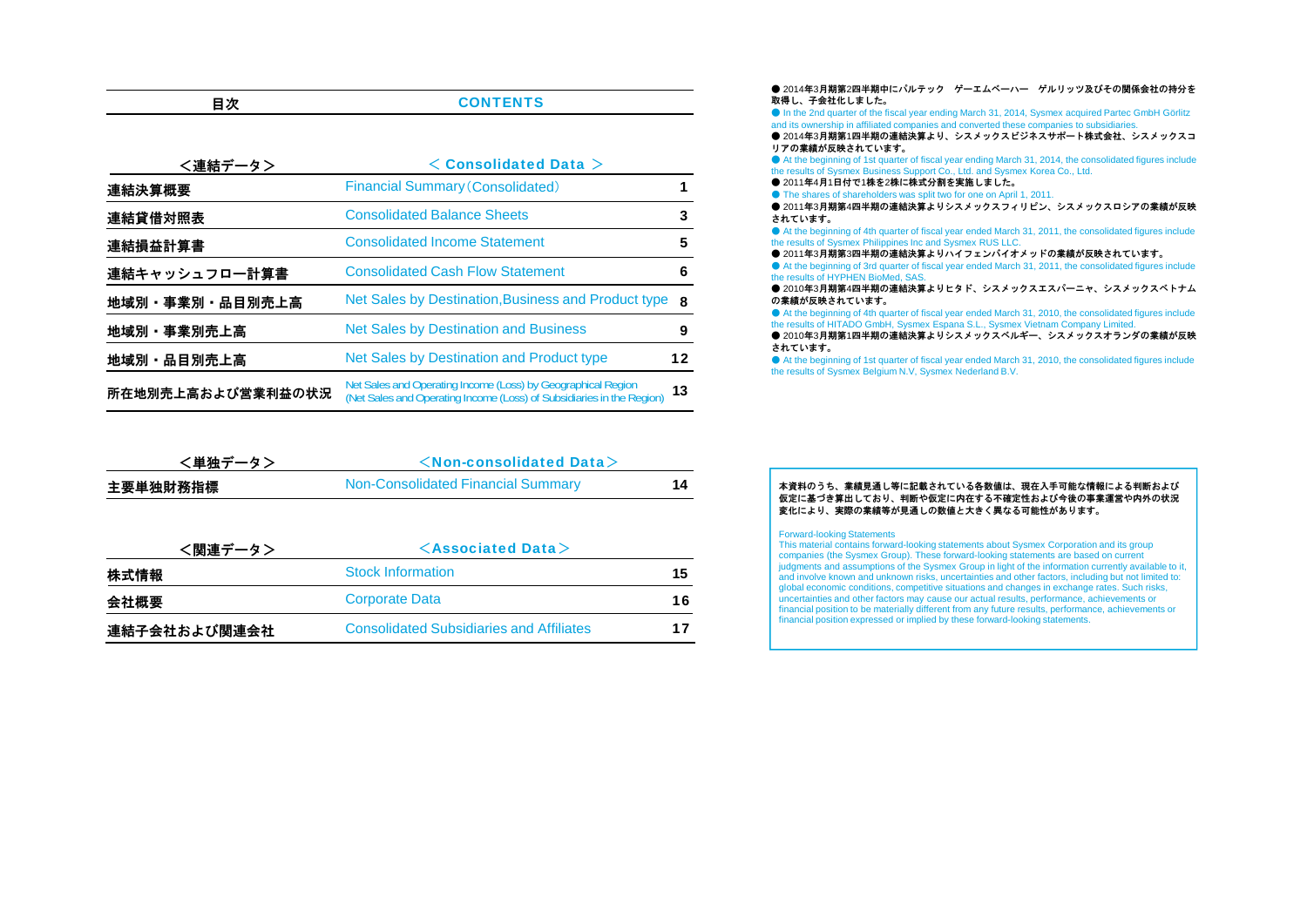| 目次 | CONTENTS | |
|---|---|---|
| **<連結データ>** | **< Consolidated Data >** | |
| **連結決算概要** | Financial Summary（Consolidated） | 1 |
| **連結貸借対照表** | Consolidated Balance Sheets | 3 |
| **連結損益計算書** | Consolidated Income Statement | 5 |
| **連結キャッシュフロー計算書** | Consolidated Cash Flow Statement | 6 |
| **地域別・事業別・品目別売上高** | Net Sales by Destination,Business and Product type | 8 |
| **地域別・事業別売上高** | Net Sales by Destination and Business | 9 |
| **地域別・品目別売上高** | Net Sales by Destination and Product type | 12 |
| **所在地別売上高および営業利益の状況** | Net Sales and Operating Income (Loss) by Geographical Region (Net Sales and Operating Income (Loss) of Subsidiaries in the Region) | 13 |

| <単独データ> | <Non-consolidated Data> | |
|---|---|---|
| **主要単独財務指標** | Non-Consolidated Financial Summary | 14 |

| <関連データ> | <Associated Data> | |
|---|---|---|
| **株式情報** | Stock Information | 15 |
| **会社概要** | Corporate Data | 16 |
| **連結子会社および関連会社** | Consolidated Subsidiaries and Affiliates | 17 |

- **2014年3月期第2四半期中にパルテック　ゲーエムベーハー　ゲルリッツ及びその関係会社の持分を取得し、子会社化しました。**
- In the 2nd quarter of the fiscal year ending March 31, 2014, Sysmex acquired Partec GmbH Görlitz and its ownership in affiliated companies and converted these companies to subsidiaries.
- **2014年3月期第1四半期の連結決算より、シスメックスビジネスサポート株式会社、シスメックスコリアの業績が反映されています。**
- At the beginning of 1st quarter of fiscal year ending March 31, 2014, the consolidated figures include the results of Sysmex Business Support Co., Ltd. and Sysmex Korea Co., Ltd.
- **2011年4月1日付で1株を2株に株式分割を実施しました。**
- The shares of shareholders was split two for one on April 1, 2011.
- **2011年3月期第4四半期の連結決算よりシスメックスフィリピン、シスメックスロシアの業績が反映されています。**
- At the beginning of 4th quarter of fiscal year ended March 31, 2011, the consolidated figures include the results of Sysmex Philippines Inc and Sysmex RUS LLC.
- **2011年3月期第3四半期の連結決算よりハイフェンバイオメッドの業績が反映されています。**
- At the beginning of 3rd quarter of fiscal year ended March 31, 2011, the consolidated figures include the results of HYPHEN BioMed, SAS.
- **2010年3月期第4四半期の連結決算よりヒタド、シスメックスエスパーニャ、シスメックスベトナムの業績が反映されています。**
- At the beginning of 4th quarter of fiscal year ended March 31, 2010, the consolidated figures include the results of HITADO GmbH, Sysmex Espana S.L., Sysmex Vietnam Company Limited.
- **2010年3月期第1四半期の連結決算よりシスメックスベルギー、シスメックスオランダの業績が反映されています。**
- At the beginning of 1st quarter of fiscal year ended March 31, 2010, the consolidated figures include the results of Sysmex Belgium N.V, Sysmex Nederland B.V.

**本資料のうち、業績見通し等に記載されている各数値は、現在入手可能な情報による判断および仮定に基づき算出しており、判断や仮定に内在する不確定性および今後の事業運営や内外の状況変化により、実際の業績等が見通しの数値と大きく異なる可能性があります。**

Forward-looking Statements

This material contains forward-looking statements about Sysmex Corporation and its group companies (the Sysmex Group). These forward-looking statements are based on current judgments and assumptions of the Sysmex Group in light of the information currently available to it, and involve known and unknown risks, uncertainties and other factors, including but not limited to: global economic conditions, competitive situations and changes in exchange rates. Such risks, uncertainties and other factors may cause our actual results, performance, achievements or financial position to be materially different from any future results, performance, achievements or financial position expressed or implied by these forward-looking statements.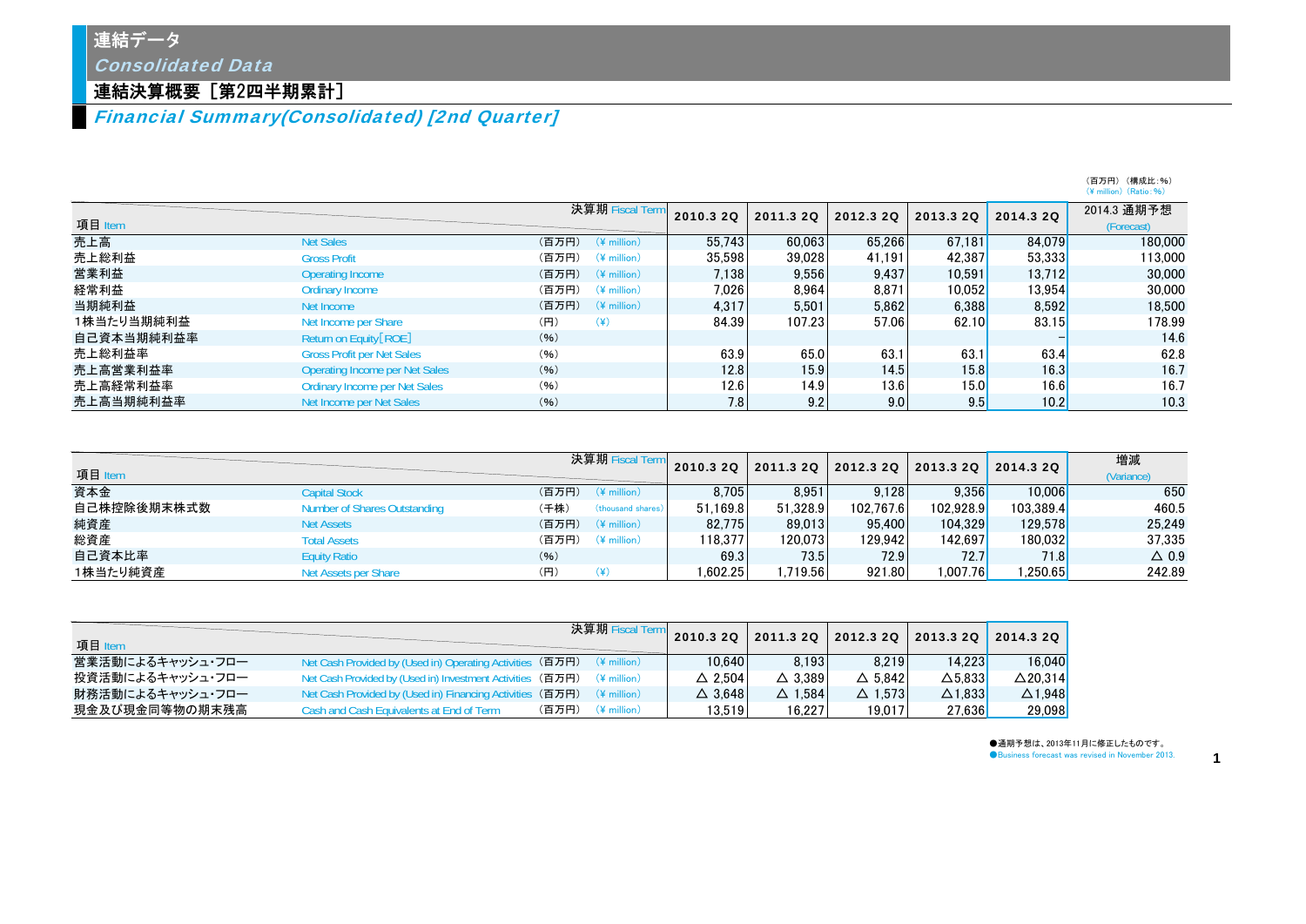# 連結データ
## *Consolidated Data*

## 連結決算概要［第2四半期累計］
## *Financial Summary(Consolidated) [2nd Quarter]*

（百万円）（構成比：%）
（¥ million）（Ratio: %）

| 項目 Item | | 決算期 Fiscal Term | 2010.3 2Q | 2011.3 2Q | 2012.3 2Q | 2013.3 2Q | 2014.3 2Q | 2014.3 通期予想 (Forecast) |
|---|---|---|---|---|---|---|---|---|
| 売上高 | Net Sales | （百万円） (¥ million) | 55,743 | 60,063 | 65,266 | 67,181 | 84,079 | 180,000 |
| 売上総利益 | Gross Profit | （百万円） (¥ million) | 35,598 | 39,028 | 41,191 | 42,387 | 53,333 | 113,000 |
| 営業利益 | Operating Income | （百万円） (¥ million) | 7,138 | 9,556 | 9,437 | 10,591 | 13,712 | 30,000 |
| 経常利益 | Ordinary Income | （百万円） (¥ million) | 7,026 | 8,964 | 8,871 | 10,052 | 13,954 | 30,000 |
| 当期純利益 | Net Income | （百万円） (¥ million) | 4,317 | 5,501 | 5,862 | 6,388 | 8,592 | 18,500 |
| 1株当たり当期純利益 | Net Income per Share | （円） (¥) | 84.39 | 107.23 | 57.06 | 62.10 | 83.15 | 178.99 |
| 自己資本当期純利益率 | Return on Equity[ROE] | （%） | | | | | – | 14.6 |
| 売上総利益率 | Gross Profit per Net Sales | （%） | 63.9 | 65.0 | 63.1 | 63.1 | 63.4 | 62.8 |
| 売上高営業利益率 | Operating Income per Net Sales | （%） | 12.8 | 15.9 | 14.5 | 15.8 | 16.3 | 16.7 |
| 売上高経常利益率 | Ordinary Income per Net Sales | （%） | 12.6 | 14.9 | 13.6 | 15.0 | 16.6 | 16.7 |
| 売上高当期純利益率 | Net Income per Net Sales | （%） | 7.8 | 9.2 | 9.0 | 9.5 | 10.2 | 10.3 |

| 項目 Item | | 決算期 Fiscal Term | 2010.3 2Q | 2011.3 2Q | 2012.3 2Q | 2013.3 2Q | 2014.3 2Q | 増減 (Variance) |
|---|---|---|---|---|---|---|---|---|
| 資本金 | Capital Stock | （百万円） (¥ million) | 8,705 | 8,951 | 9,128 | 9,356 | 10,006 | 650 |
| 自己株控除後期末株式数 | Number of Shares Outstanding | （千株） (thousand shares) | 51,169.8 | 51,328.9 | 102,767.6 | 102,928.9 | 103,389.4 | 460.5 |
| 純資産 | Net Assets | （百万円） (¥ million) | 82,775 | 89,013 | 95,400 | 104,329 | 129,578 | 25,249 |
| 総資産 | Total Assets | （百万円） (¥ million) | 118,377 | 120,073 | 129,942 | 142,697 | 180,032 | 37,335 |
| 自己資本比率 | Equity Ratio | （%） | 69.3 | 73.5 | 72.9 | 72.7 | 71.8 | △ 0.9 |
| 1株当たり純資産 | Net Assets per Share | （円） (¥) | 1,602.25 | 1,719.56 | 921.80 | 1,007.76 | 1,250.65 | 242.89 |

| 項目 Item | | 決算期 Fiscal Term | 2010.3 2Q | 2011.3 2Q | 2012.3 2Q | 2013.3 2Q | 2014.3 2Q |
|---|---|---|---|---|---|---|---|
| 営業活動によるキャッシュ・フロー | Net Cash Provided by (Used in) Operating Activities | （百万円） (¥ million) | 10,640 | 8,193 | 8,219 | 14,223 | 16,040 |
| 投資活動によるキャッシュ・フロー | Net Cash Provided by (Used in) Investment Activities | （百万円） (¥ million) | △ 2,504 | △ 3,389 | △ 5,842 | △5,833 | △20,314 |
| 財務活動によるキャッシュ・フロー | Net Cash Provided by (Used in) Financing Activities | （百万円） (¥ million) | △ 3,648 | △ 1,584 | △ 1,573 | △1,833 | △1,948 |
| 現金及び現金同等物の期末残高 | Cash and Cash Equivalents at End of Term | （百万円） (¥ million) | 13,519 | 16,227 | 19,017 | 27,636 | 29,098 |

●通期予想は、2013年11月に修正したものです。
●Business forecast was revised in November 2013.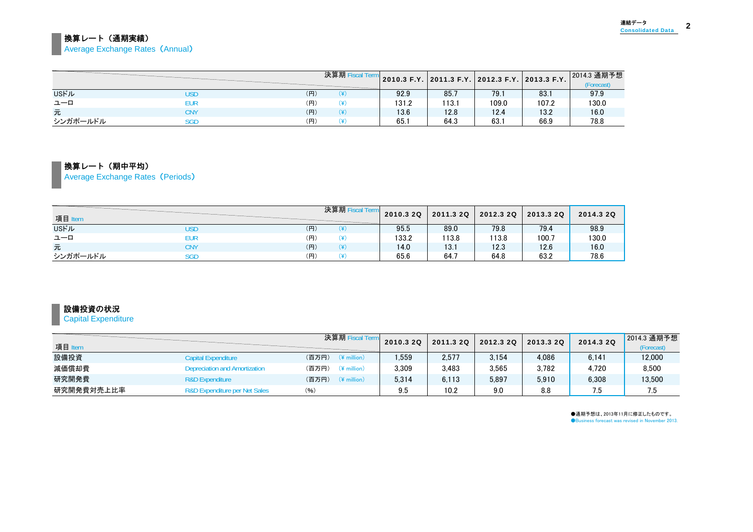## 換算レート（通期実績）
Average Exchange Rates（Annual）

| 決算期 Fiscal Term | | | | 2010.3 F.Y. | 2011.3 F.Y. | 2012.3 F.Y. | 2013.3 F.Y. | 2014.3 通期予想 (Forecast) |
|---|---|---|---|---|---|---|---|---|
| USドル | USD | (円) | (¥) | 92.9 | 85.7 | 79.1 | 83.1 | 97.9 |
| ユーロ | EUR | (円) | (¥) | 131.2 | 113.1 | 109.0 | 107.2 | 130.0 |
| 元 | CNY | (円) | (¥) | 13.6 | 12.8 | 12.4 | 13.2 | 16.0 |
| シンガポールドル | SGD | (円) | (¥) | 65.1 | 64.3 | 63.1 | 66.9 | 78.8 |

## 換算レート（期中平均）
Average Exchange Rates（Periods）

| 項目 Item | | | 決算期 Fiscal Term | 2010.3 2Q | 2011.3 2Q | 2012.3 2Q | 2013.3 2Q | 2014.3 2Q |
|---|---|---|---|---|---|---|---|---|
| USドル | USD | (円) | (¥) | 95.5 | 89.0 | 79.8 | 79.4 | 98.9 |
| ユーロ | EUR | (円) | (¥) | 133.2 | 113.8 | 113.8 | 100.7 | 130.0 |
| 元 | CNY | (円) | (¥) | 14.0 | 13.1 | 12.3 | 12.6 | 16.0 |
| シンガポールドル | SGD | (円) | (¥) | 65.6 | 64.7 | 64.8 | 63.2 | 78.6 |

## 設備投資の状況
Capital Expenditure

| 項目 Item | | | 決算期 Fiscal Term | 2010.3 2Q | 2011.3 2Q | 2012.3 2Q | 2013.3 2Q | 2014.3 2Q | 2014.3 通期予想 (Forecast) |
|---|---|---|---|---|---|---|---|---|---|
| 設備投資 | Capital Expenditure | (百万円) | (¥ million) | 1,559 | 2,577 | 3,154 | 4,086 | 6,141 | 12,000 |
| 減価償却費 | Depreciation and Amortization | (百万円) | (¥ million) | 3,309 | 3,483 | 3,565 | 3,782 | 4,720 | 8,500 |
| 研究開発費 | R&D Expenditure | (百万円) | (¥ million) | 5,314 | 6,113 | 5,897 | 5,910 | 6,308 | 13,500 |
| 研究開発費対売上比率 | R&D Expenditure per Net Sales | (%) | | 9.5 | 10.2 | 9.0 | 8.8 | 7.5 | 7.5 |

●通期予想は、2013年11月に修正したものです。
●Business forecast was revised in November 2013.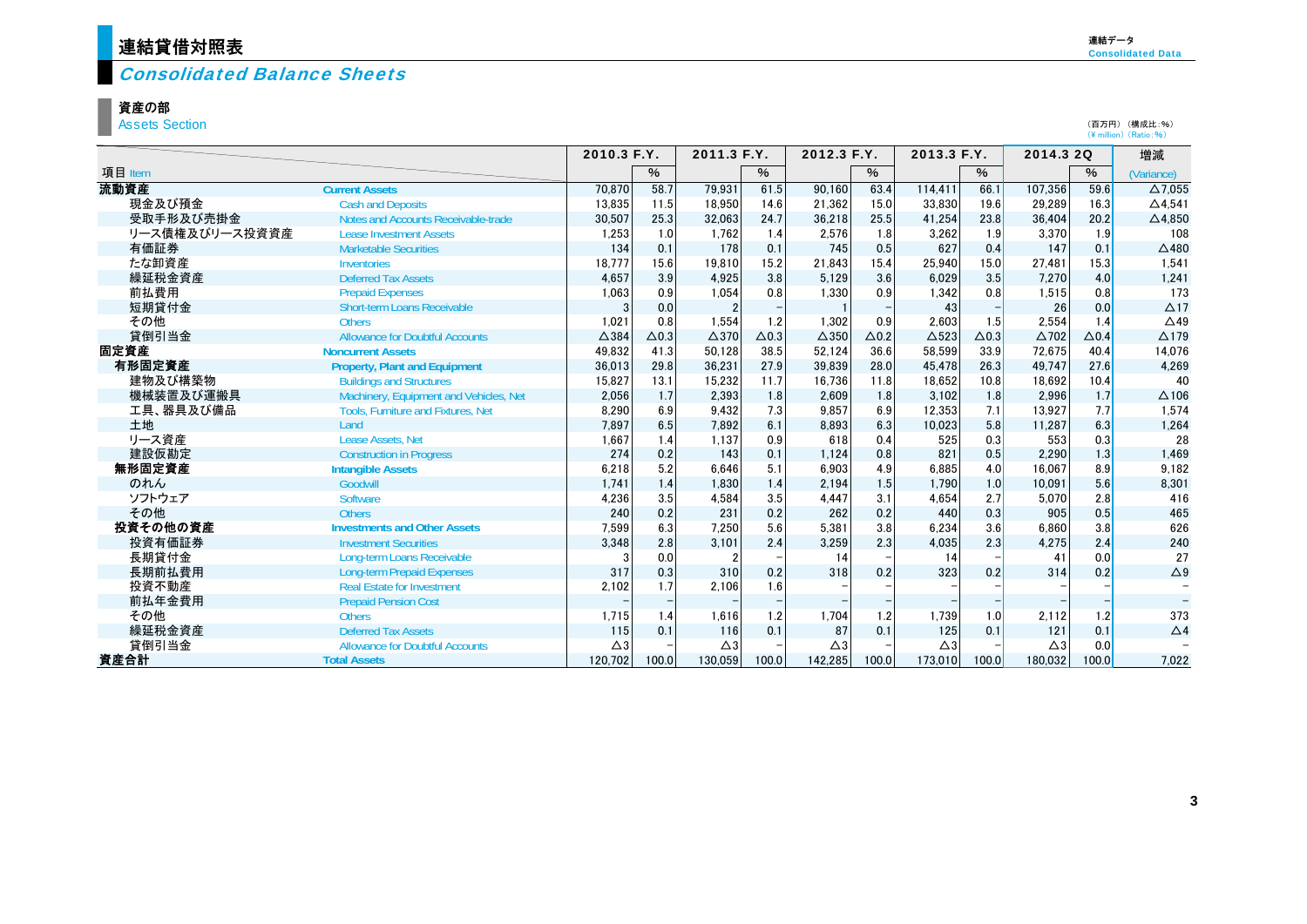# 連結貸借対照表

## *Consolidated Balance Sheets*

### 資産の部
Assets Section

（百万円）（構成比：%）
(¥ million) (Ratio: %)

| 項目 Item | | 2010.3 F.Y. | % | 2011.3 F.Y. | % | 2012.3 F.Y. | % | 2013.3 F.Y. | % | 2014.3 2Q | % | 増減 (Variance) |
|---|---|---|---|---|---|---|---|---|---|---|---|---|
| **流動資産** | **Current Assets** | 70,870 | 58.7 | 79,931 | 61.5 | 90,160 | 63.4 | 114,411 | 66.1 | 107,356 | 59.6 | △7,055 |
| 現金及び預金 | Cash and Deposits | 13,835 | 11.5 | 18,950 | 14.6 | 21,362 | 15.0 | 33,830 | 19.6 | 29,289 | 16.3 | △4,541 |
| 受取手形及び売掛金 | Notes and Accounts Receivable-trade | 30,507 | 25.3 | 32,063 | 24.7 | 36,218 | 25.5 | 41,254 | 23.8 | 36,404 | 20.2 | △4,850 |
| リース債権及びリース投資資産 | Lease Investment Assets | 1,253 | 1.0 | 1,762 | 1.4 | 2,576 | 1.8 | 3,262 | 1.9 | 3,370 | 1.9 | 108 |
| 有価証券 | Marketable Securities | 134 | 0.1 | 178 | 0.1 | 745 | 0.5 | 627 | 0.4 | 147 | 0.1 | △480 |
| たな卸資産 | Inventories | 18,777 | 15.6 | 19,810 | 15.2 | 21,843 | 15.4 | 25,940 | 15.0 | 27,481 | 15.3 | 1,541 |
| 繰延税金資産 | Deferred Tax Assets | 4,657 | 3.9 | 4,925 | 3.8 | 5,129 | 3.6 | 6,029 | 3.5 | 7,270 | 4.0 | 1,241 |
| 前払費用 | Prepaid Expenses | 1,063 | 0.9 | 1,054 | 0.8 | 1,330 | 0.9 | 1,342 | 0.8 | 1,515 | 0.8 | 173 |
| 短期貸付金 | Short-term Loans Receivable | 3 | 0.0 | 2 | − | 1 | − | 43 | − | 26 | 0.0 | △17 |
| その他 | Others | 1,021 | 0.8 | 1,554 | 1.2 | 1,302 | 0.9 | 2,603 | 1.5 | 2,554 | 1.4 | △49 |
| 貸倒引当金 | Allowance for Doubtful Accounts | △384 | △0.3 | △370 | △0.3 | △350 | △0.2 | △523 | △0.3 | △702 | △0.4 | △179 |
| **固定資産** | **Noncurrent Assets** | 49,832 | 41.3 | 50,128 | 38.5 | 52,124 | 36.6 | 58,599 | 33.9 | 72,675 | 40.4 | 14,076 |
| **有形固定資産** | **Property, Plant and Equipment** | 36,013 | 29.8 | 36,231 | 27.9 | 39,839 | 28.0 | 45,478 | 26.3 | 49,747 | 27.6 | 4,269 |
| 建物及び構築物 | Buildings and Structures | 15,827 | 13.1 | 15,232 | 11.7 | 16,736 | 11.8 | 18,652 | 10.8 | 18,692 | 10.4 | 40 |
| 機械装置及び運搬具 | Machinery, Equipment and Vehicles, Net | 2,056 | 1.7 | 2,393 | 1.8 | 2,609 | 1.8 | 3,102 | 1.8 | 2,996 | 1.7 | △106 |
| 工具、器具及び備品 | Tools, Furniture and Fixtures, Net | 8,290 | 6.9 | 9,432 | 7.3 | 9,857 | 6.9 | 12,353 | 7.1 | 13,927 | 7.7 | 1,574 |
| 土地 | Land | 7,897 | 6.5 | 7,892 | 6.1 | 8,893 | 6.3 | 10,023 | 5.8 | 11,287 | 6.3 | 1,264 |
| リース資産 | Lease Assets, Net | 1,667 | 1.4 | 1,137 | 0.9 | 618 | 0.4 | 525 | 0.3 | 553 | 0.3 | 28 |
| 建設仮勘定 | Construction in Progress | 274 | 0.2 | 143 | 0.1 | 1,124 | 0.8 | 821 | 0.5 | 2,290 | 1.3 | 1,469 |
| **無形固定資産** | **Intangible Assets** | 6,218 | 5.2 | 6,646 | 5.1 | 6,903 | 4.9 | 6,885 | 4.0 | 16,067 | 8.9 | 9,182 |
| のれん | Goodwill | 1,741 | 1.4 | 1,830 | 1.4 | 2,194 | 1.5 | 1,790 | 1.0 | 10,091 | 5.6 | 8,301 |
| ソフトウェア | Software | 4,236 | 3.5 | 4,584 | 3.5 | 4,447 | 3.1 | 4,654 | 2.7 | 5,070 | 2.8 | 416 |
| その他 | Others | 240 | 0.2 | 231 | 0.2 | 262 | 0.2 | 440 | 0.3 | 905 | 0.5 | 465 |
| **投資その他の資産** | **Investments and Other Assets** | 7,599 | 6.3 | 7,250 | 5.6 | 5,381 | 3.8 | 6,234 | 3.6 | 6,860 | 3.8 | 626 |
| 投資有価証券 | Investment Securities | 3,348 | 2.8 | 3,101 | 2.4 | 3,259 | 2.3 | 4,035 | 2.3 | 4,275 | 2.4 | 240 |
| 長期貸付金 | Long-term Loans Receivable | 3 | 0.0 | 2 | − | 14 | − | 14 | − | 41 | 0.0 | 27 |
| 長期前払費用 | Long-term Prepaid Expenses | 317 | 0.3 | 310 | 0.2 | 318 | 0.2 | 323 | 0.2 | 314 | 0.2 | △9 |
| 投資不動産 | Real Estate for Investment | 2,102 | 1.7 | 2,106 | 1.6 | − | − | − | − | − | − | − |
| 前払年金費用 | Prepaid Pension Cost | − | − | − | − | − | − | − | − | − | − | − |
| その他 | Others | 1,715 | 1.4 | 1,616 | 1.2 | 1,704 | 1.2 | 1,739 | 1.0 | 2,112 | 1.2 | 373 |
| 繰延税金資産 | Deferred Tax Assets | 115 | 0.1 | 116 | 0.1 | 87 | 0.1 | 125 | 0.1 | 121 | 0.1 | △4 |
| 貸倒引当金 | Allowance for Doubtful Accounts | △3 | − | △3 | − | △3 | − | △3 | − | △3 | 0.0 | − |
| **資産合計** | **Total Assets** | 120,702 | 100.0 | 130,059 | 100.0 | 142,285 | 100.0 | 173,010 | 100.0 | 180,032 | 100.0 | 7,022 |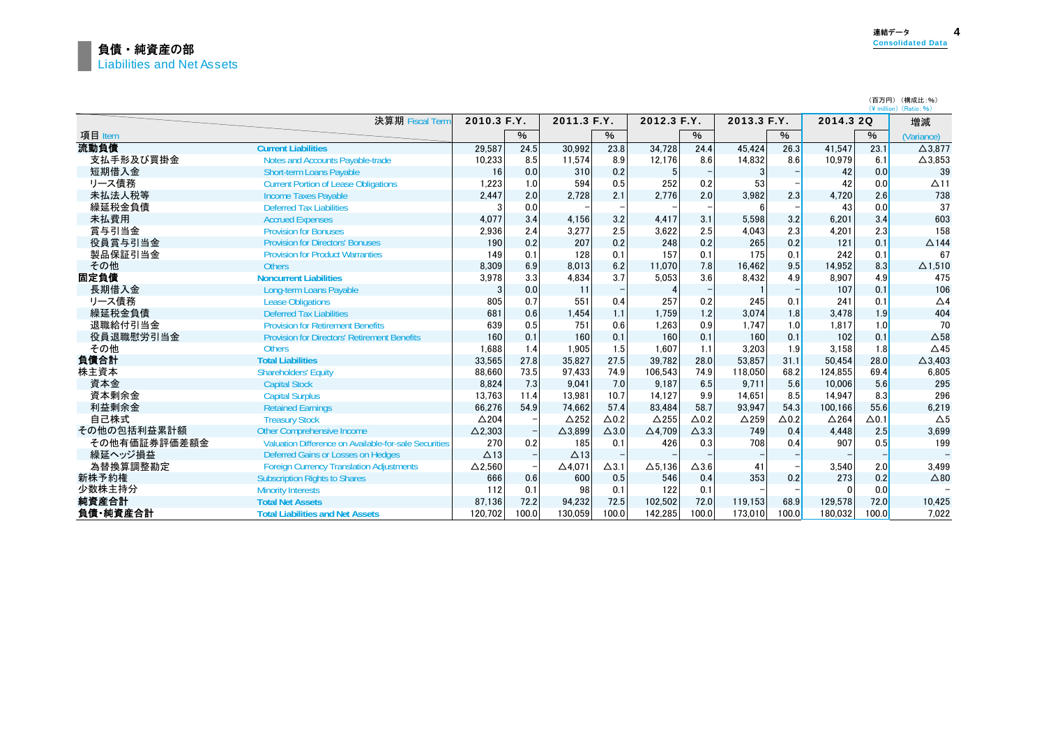## 負債・純資産の部
Liabilities and Net Assets

（百万円）（構成比：%）
(¥ million) (Ratio：%)

| 決算期 Fiscal Term | | 2010.3 F.Y. | | 2011.3 F.Y. | | 2012.3 F.Y. | | 2013.3 F.Y. | | 2014.3 2Q | | 増減 |
|---|---|---|---|---|---|---|---|---|---|---|---|---|
| 項目 Item | | | % | | % | | % | | % | | % | (Variance) |
| 流動負債 | Current Liabilities | 29,587 | 24.5 | 30,992 | 23.8 | 34,728 | 24.4 | 45,424 | 26.3 | 41,547 | 23.1 | △3,877 |
| 支払手形及び買掛金 | Notes and Accounts Payable-trade | 10,233 | 8.5 | 11,574 | 8.9 | 12,176 | 8.6 | 14,832 | 8.6 | 10,979 | 6.1 | △3,853 |
| 短期借入金 | Short-term Loans Payable | 16 | 0.0 | 310 | 0.2 | 5 | － | 3 | － | 42 | 0.0 | 39 |
| リース債務 | Current Portion of Lease Obligations | 1,223 | 1.0 | 594 | 0.5 | 252 | 0.2 | 53 | － | 42 | 0.0 | △11 |
| 未払法人税等 | Income Taxes Payable | 2,447 | 2.0 | 2,728 | 2.1 | 2,776 | 2.0 | 3,982 | 2.3 | 4,720 | 2.6 | 738 |
| 繰延税金負債 | Deferred Tax Liabilities | 3 | 0.0 | － | － | － | － | 6 | － | 43 | 0.0 | 37 |
| 未払費用 | Accrued Expenses | 4,077 | 3.4 | 4,156 | 3.2 | 4,417 | 3.1 | 5,598 | 3.2 | 6,201 | 3.4 | 603 |
| 賞与引当金 | Provision for Bonuses | 2,936 | 2.4 | 3,277 | 2.5 | 3,622 | 2.5 | 4,043 | 2.3 | 4,201 | 2.3 | 158 |
| 役員賞与引当金 | Provision for Directors' Bonuses | 190 | 0.2 | 207 | 0.2 | 248 | 0.2 | 265 | 0.2 | 121 | 0.1 | △144 |
| 製品保証引当金 | Provision for Product Warranties | 149 | 0.1 | 128 | 0.1 | 157 | 0.1 | 175 | 0.1 | 242 | 0.1 | 67 |
| その他 | Others | 8,309 | 6.9 | 8,013 | 6.2 | 11,070 | 7.8 | 16,462 | 9.5 | 14,952 | 8.3 | △1,510 |
| 固定負債 | Noncurrent Liabilities | 3,978 | 3.3 | 4,834 | 3.7 | 5,053 | 3.6 | 8,432 | 4.9 | 8,907 | 4.9 | 475 |
| 長期借入金 | Long-term Loans Payable | 3 | 0.0 | 11 | － | 4 | － | 1 | － | 107 | 0.1 | 106 |
| リース債務 | Lease Obligations | 805 | 0.7 | 551 | 0.4 | 257 | 0.2 | 245 | 0.1 | 241 | 0.1 | △4 |
| 繰延税金負債 | Deferred Tax Liabilities | 681 | 0.6 | 1,454 | 1.1 | 1,759 | 1.2 | 3,074 | 1.8 | 3,478 | 1.9 | 404 |
| 退職給付引当金 | Provision for Retirement Benefits | 639 | 0.5 | 751 | 0.6 | 1,263 | 0.9 | 1,747 | 1.0 | 1,817 | 1.0 | 70 |
| 役員退職慰労引当金 | Provision for Directors' Retirement Benefits | 160 | 0.1 | 160 | 0.1 | 160 | 0.1 | 160 | 0.1 | 102 | 0.1 | △58 |
| その他 | Others | 1,688 | 1.4 | 1,905 | 1.5 | 1,607 | 1.1 | 3,203 | 1.9 | 3,158 | 1.8 | △45 |
| 負債合計 | Total Liabilities | 33,565 | 27.8 | 35,827 | 27.5 | 39,782 | 28.0 | 53,857 | 31.1 | 50,454 | 28.0 | △3,403 |
| 株主資本 | Shareholders' Equity | 88,660 | 73.5 | 97,433 | 74.9 | 106,543 | 74.9 | 118,050 | 68.2 | 124,855 | 69.4 | 6,805 |
| 資本金 | Capital Stock | 8,824 | 7.3 | 9,041 | 7.0 | 9,187 | 6.5 | 9,711 | 5.6 | 10,006 | 5.6 | 295 |
| 資本剰余金 | Capital Surplus | 13,763 | 11.4 | 13,981 | 10.7 | 14,127 | 9.9 | 14,651 | 8.5 | 14,947 | 8.3 | 296 |
| 利益剰余金 | Retained Earnings | 66,276 | 54.9 | 74,662 | 57.4 | 83,484 | 58.7 | 93,947 | 54.3 | 100,166 | 55.6 | 6,219 |
| 自己株式 | Treasury Stock | △204 | － | △252 | △0.2 | △255 | △0.2 | △259 | △0.2 | △264 | △0.1 | △5 |
| その他の包括利益累計額 | Other Comprehensive Income | △2,303 | － | △3,899 | △3.0 | △4,709 | △3.3 | 749 | 0.4 | 4,448 | 2.5 | 3,699 |
| その他有価証券評価差額金 | Valuation Difference on Available-for-sale Securities | 270 | 0.2 | 185 | 0.1 | 426 | 0.3 | 708 | 0.4 | 907 | 0.5 | 199 |
| 繰延ヘッジ損益 | Deferred Gains or Losses on Hedges | △13 | － | △13 | － | － | － | － | － | － | － | － |
| 為替換算調整勘定 | Foreign Currency Translation Adjustments | △2,560 | － | △4,071 | △3.1 | △5,136 | △3.6 | 41 | － | 3,540 | 2.0 | 3,499 |
| 新株予約権 | Subscription Rights to Shares | 666 | 0.6 | 600 | 0.5 | 546 | 0.4 | 353 | 0.2 | 273 | 0.2 | △80 |
| 少数株主持分 | Minority Interests | 112 | 0.1 | 98 | 0.1 | 122 | 0.1 | － | － | 0 | 0.0 | － |
| 純資産合計 | Total Net Assets | 87,136 | 72.2 | 94,232 | 72.5 | 102,502 | 72.0 | 119,153 | 68.9 | 129,578 | 72.0 | 10,425 |
| 負債・純資産合計 | Total Liabilities and Net Assets | 120,702 | 100.0 | 130,059 | 100.0 | 142,285 | 100.0 | 173,010 | 100.0 | 180,032 | 100.0 | 7,022 |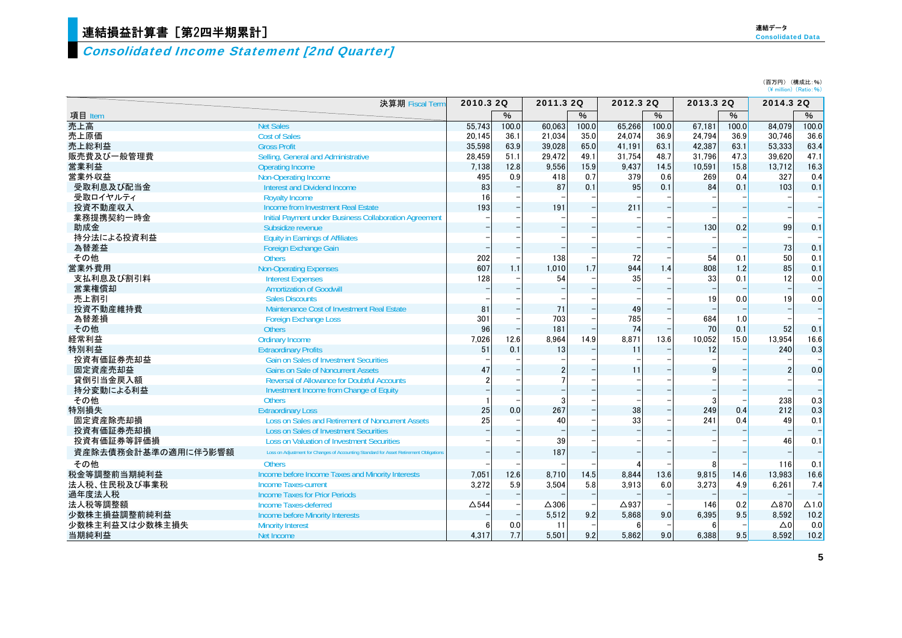# 連結損益計算書［第2四半期累計］

## *Consolidated Income Statement [2nd Quarter]*

（百万円）（構成比：%）
（¥ million）（Ratio：%）

| 項目 Item | | 2010.3 2Q | % | 2011.3 2Q | % | 2012.3 2Q | % | 2013.3 2Q | % | 2014.3 2Q | % |
|---|---|---|---|---|---|---|---|---|---|---|---|
| 売上高 | Net Sales | 55,743 | 100.0 | 60,063 | 100.0 | 65,266 | 100.0 | 67,181 | 100.0 | 84,079 | 100.0 |
| 売上原価 | Cost of Sales | 20,145 | 36.1 | 21,034 | 35.0 | 24,074 | 36.9 | 24,794 | 36.9 | 30,746 | 36.6 |
| 売上総利益 | Gross Profit | 35,598 | 63.9 | 39,028 | 65.0 | 41,191 | 63.1 | 42,387 | 63.1 | 53,333 | 63.4 |
| 販売費及び一般管理費 | Selling, General and Administrative | 28,459 | 51.1 | 29,472 | 49.1 | 31,754 | 48.7 | 31,796 | 47.3 | 39,620 | 47.1 |
| 営業利益 | Operating Income | 7,138 | 12.8 | 9,556 | 15.9 | 9,437 | 14.5 | 10,591 | 15.8 | 13,712 | 16.3 |
| 営業外収益 | Non-Operating Income | 495 | 0.9 | 418 | 0.7 | 379 | 0.6 | 269 | 0.4 | 327 | 0.4 |
| 受取利息及び配当金 | Interest and Dividend Income | 83 | − | 87 | 0.1 | 95 | 0.1 | 84 | 0.1 | 103 | 0.1 |
| 受取ロイヤルティ | Royalty Income | 16 | − | − | − | − | − | − | − | − | − |
| 投資不動産収入 | Income from Investment Real Estate | 193 | − | 191 | − | 211 | − | − | − | − | − |
| 業務提携契約一時金 | Initial Payment under Business Collaboration Agreement | − | − | − | − | − | − | − | − | − | − |
| 助成金 | Subsidize revenue | − | − | − | − | − | − | 130 | 0.2 | 99 | 0.1 |
| 持分法による投資利益 | Equity in Earnings of Affiliates | − | − | − | − | − | − | − | − | − | − |
| 為替差益 | Foreign Exchange Gain | − | − | − | − | − | − | − | − | 73 | 0.1 |
| その他 | Others | 202 | − | 138 | − | 72 | − | 54 | 0.1 | 50 | 0.1 |
| 営業外費用 | Non-Operating Expenses | 607 | 1.1 | 1,010 | 1.7 | 944 | 1.4 | 808 | 1.2 | 85 | 0.1 |
| 支払利息及び割引料 | Interest Expenses | 128 | − | 54 | − | 35 | − | 33 | 0.1 | 12 | 0.0 |
| 営業権償却 | Amortization of Goodwill | − | − | − | − | − | − | − | − | − | − |
| 売上割引 | Sales Discounts | − | − | − | − | − | − | 19 | 0.0 | 19 | 0.0 |
| 投資不動産維持費 | Maintenance Cost of Investment Real Estate | 81 | − | 71 | − | 49 | − | − | − | − | − |
| 為替差損 | Foreign Exchange Loss | 301 | − | 703 | − | 785 | − | 684 | 1.0 | − | − |
| その他 | Others | 96 | − | 181 | − | 74 | − | 70 | 0.1 | 52 | 0.1 |
| 経常利益 | Ordinary Income | 7,026 | 12.6 | 8,964 | 14.9 | 8,871 | 13.6 | 10,052 | 15.0 | 13,954 | 16.6 |
| 特別利益 | Extraordinary Profits | 51 | 0.1 | 13 | − | 11 | − | 12 | − | 240 | 0.3 |
| 投資有価証券売却益 | Gain on Sales of Investment Securities | − | − | − | − | − | − | − | − | − | − |
| 固定資産売却益 | Gains on Sale of Noncurrent Assets | 47 | − | 2 | − | 11 | − | 9 | − | 2 | 0.0 |
| 貸倒引当金戻入額 | Reversal of Allowance for Doubtful Accounts | 2 | − | 7 | − | − | − | − | − | − | − |
| 持分変動による利益 | Investment Income from Change of Equity | − | − | − | − | − | − | − | − | − | − |
| その他 | Others | 1 | − | 3 | − | − | − | 3 | − | 238 | 0.3 |
| 特別損失 | Extraordinary Loss | 25 | 0.0 | 267 | − | 38 | − | 249 | 0.4 | 212 | 0.3 |
| 固定資産除売却損 | Loss on Sales and Retirement of Noncurrent Assets | 25 | − | 40 | − | 33 | − | 241 | 0.4 | 49 | 0.1 |
| 投資有価証券売却損 | Loss on Sales of Investment Securities | − | − | − | − | − | − | − | − | − | − |
| 投資有価証券等評価損 | Loss on Valuation of Investment Securities | − | − | 39 | − | − | − | − | − | 46 | 0.1 |
| 資産除去債務会計基準の適用に伴う影響額 | Loss on Adjustment for Changes of Accounting Standard for Asset Retirement Obligations | − | − | 187 | − | − | − | − | − | − | − |
| その他 | Others | − | − | − | − | 4 | − | 8 | − | 116 | 0.1 |
| 税金等調整前当期純利益 | Income before Income Taxes and Minority Interests | 7,051 | 12.6 | 8,710 | 14.5 | 8,844 | 13.6 | 9,815 | 14.6 | 13,983 | 16.6 |
| 法人税、住民税及び事業税 | Income Taxes-current | 3,272 | 5.9 | 3,504 | 5.8 | 3,913 | 6.0 | 3,273 | 4.9 | 6,261 | 7.4 |
| 過年度法人税 | Income Taxes for Prior Periods | − | − | − | − | − | − | − | − | − | − |
| 法人税等調整額 | Income Taxes-deferred | △544 | − | △306 | − | △937 | − | 146 | 0.2 | △870 | △1.0 |
| 少数株主損益調整前純利益 | Income before Minority Interests | − | − | 5,512 | 9.2 | 5,868 | 9.0 | 6,395 | 9.5 | 8,592 | 10.2 |
| 少数株主利益又は少数株主損失 | Minority Interest | 6 | 0.0 | 11 | − | 6 | − | 6 | − | △0 | 0.0 |
| 当期純利益 | Net Income | 4,317 | 7.7 | 5,501 | 9.2 | 5,862 | 9.0 | 6,388 | 9.5 | 8,592 | 10.2 |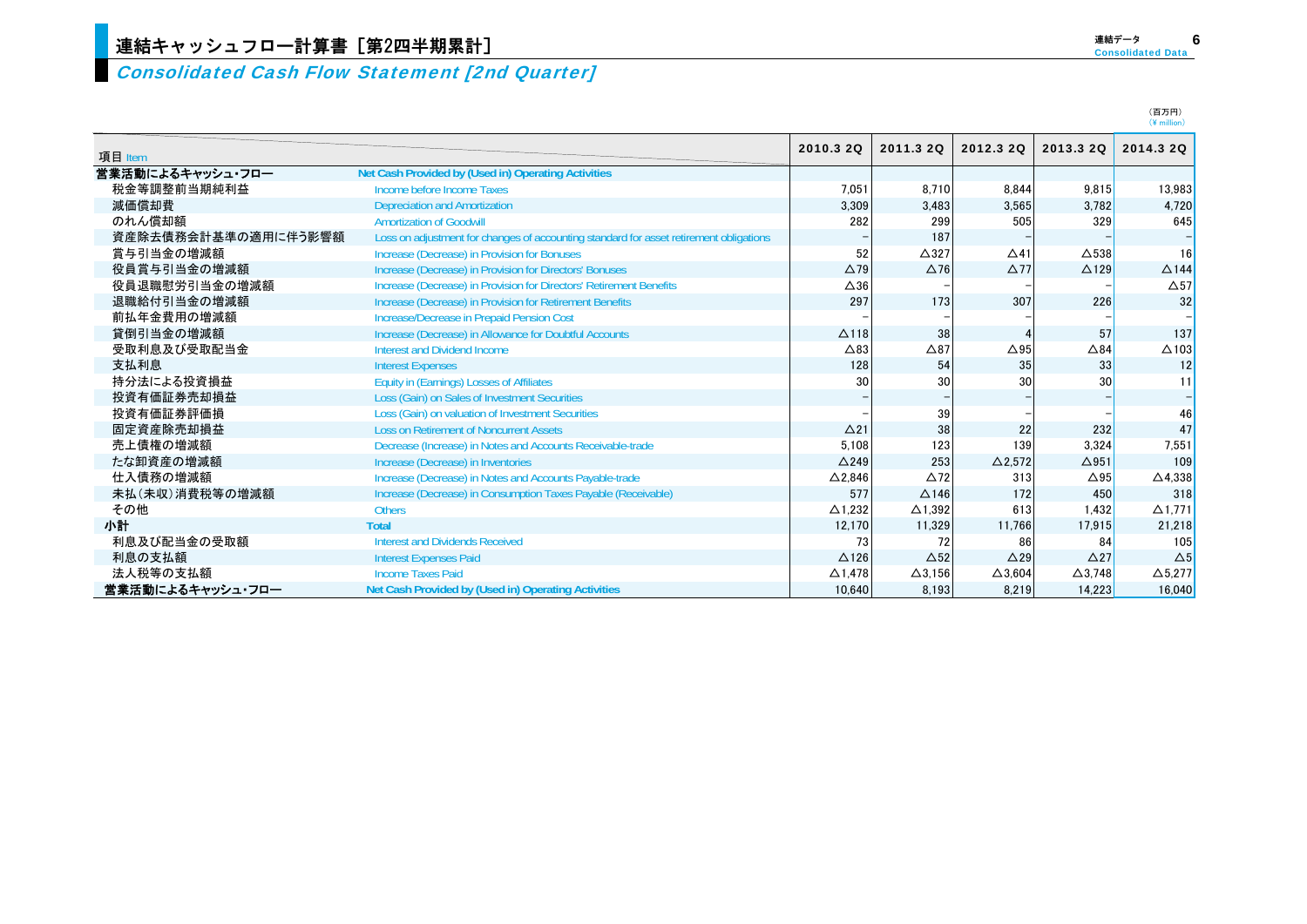# 連結キャッシュフロー計算書［第2四半期累計］

## *Consolidated Cash Flow Statement [2nd Quarter]*

（百万円）
（¥ million）

| 項目 Item | | 2010.3 2Q | 2011.3 2Q | 2012.3 2Q | 2013.3 2Q | 2014.3 2Q |
|---|---|---|---|---|---|---|
| **営業活動によるキャッシュ・フロー** | **Net Cash Provided by (Used in) Operating Activities** | | | | | |
| 税金等調整前当期純利益 | Income before Income Taxes | 7,051 | 8,710 | 8,844 | 9,815 | 13,983 |
| 減価償却費 | Depreciation and Amortization | 3,309 | 3,483 | 3,565 | 3,782 | 4,720 |
| のれん償却額 | Amortization of Goodwill | 282 | 299 | 505 | 329 | 645 |
| 資産除去債務会計基準の適用に伴う影響額 | Loss on adjustment for changes of accounting standard for asset retirement obligations | – | 187 | – | – | – |
| 賞与引当金の増減額 | Increase (Decrease) in Provision for Bonuses | 52 | △327 | △41 | △538 | 16 |
| 役員賞与引当金の増減額 | Increase (Decrease) in Provision for Directors' Bonuses | △79 | △76 | △77 | △129 | △144 |
| 役員退職慰労引当金の増減額 | Increase (Decrease) in Provision for Directors' Retirement Benefits | △36 | – | – | – | △57 |
| 退職給付引当金の増減額 | Increase (Decrease) in Provision for Retirement Benefits | 297 | 173 | 307 | 226 | 32 |
| 前払年金費用の増減額 | Increase/Decrease in Prepaid Pension Cost | – | – | – | – | – |
| 貸倒引当金の増減額 | Increase (Decrease) in Allowance for Doubtful Accounts | △118 | 38 | 4 | 57 | 137 |
| 受取利息及び受取配当金 | Interest and Dividend Income | △83 | △87 | △95 | △84 | △103 |
| 支払利息 | Interest Expenses | 128 | 54 | 35 | 33 | 12 |
| 持分法による投資損益 | Equity in (Earnings) Losses of Affiliates | 30 | 30 | 30 | 30 | 11 |
| 投資有価証券売却損益 | Loss (Gain) on Sales of Investment Securities | – | – | – | – | – |
| 投資有価証券評価損 | Loss (Gain) on valuation of Investment Securities | – | 39 | – | – | 46 |
| 固定資産除売却損益 | Loss on Retirement of Noncurrent Assets | △21 | 38 | 22 | 232 | 47 |
| 売上債権の増減額 | Decrease (Increase) in Notes and Accounts Receivable-trade | 5,108 | 123 | 139 | 3,324 | 7,551 |
| たな卸資産の増減額 | Increase (Decrease) in Inventories | △249 | 253 | △2,572 | △951 | 109 |
| 仕入債務の増減額 | Increase (Decrease) in Notes and Accounts Payable-trade | △2,846 | △72 | 313 | △95 | △4,338 |
| 未払（未収）消費税等の増減額 | Increase (Decrease) in Consumption Taxes Payable (Receivable) | 577 | △146 | 172 | 450 | 318 |
| その他 | Others | △1,232 | △1,392 | 613 | 1,432 | △1,771 |
| **小計** | **Total** | 12,170 | 11,329 | 11,766 | 17,915 | 21,218 |
| 利息及び配当金の受取額 | Interest and Dividends Received | 73 | 72 | 86 | 84 | 105 |
| 利息の支払額 | Interest Expenses Paid | △126 | △52 | △29 | △27 | △5 |
| 法人税等の支払額 | Income Taxes Paid | △1,478 | △3,156 | △3,604 | △3,748 | △5,277 |
| **営業活動によるキャッシュ・フロー** | **Net Cash Provided by (Used in) Operating Activities** | 10,640 | 8,193 | 8,219 | 14,223 | 16,040 |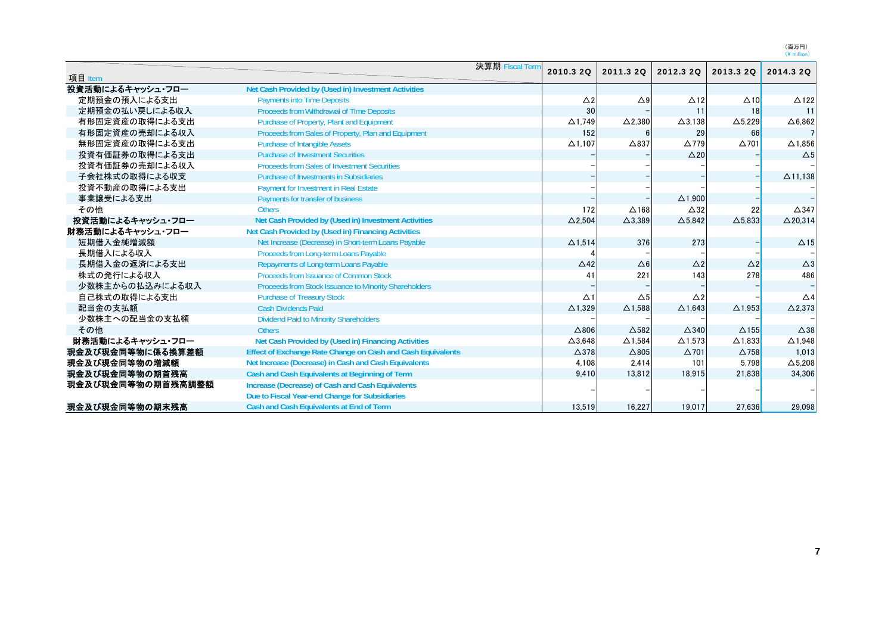(百万円)
(¥ million)

| 項目 Item | | 2010.3 2Q | 2011.3 2Q | 2012.3 2Q | 2013.3 2Q | 2014.3 2Q |
|---|---|---|---|---|---|---|
| | 決算期 Fiscal Term | | | | | |
| **投資活動によるキャッシュ・フロー** | **Net Cash Provided by (Used in) Investment Activities** | | | | | |
| 定期預金の預入による支出 | Payments into Time Deposits | △2 | △9 | △12 | △10 | △122 |
| 定期預金の払い戻しによる収入 | Proceeds from Withdrawal of Time Deposits | 30 | – | 11 | 18 | 11 |
| 有形固定資産の取得による支出 | Purchase of Property, Plant and Equipment | △1,749 | △2,380 | △3,138 | △5,229 | △6,862 |
| 有形固定資産の売却による収入 | Proceeds from Sales of Property, Plan and Equipment | 152 | 6 | 29 | 66 | 7 |
| 無形固定資産の取得による支出 | Purchase of Intangible Assets | △1,107 | △837 | △779 | △701 | △1,856 |
| 投資有価証券の取得による支出 | Purchase of Investment Securities | – | – | △20 | – | △5 |
| 投資有価証券の売却による収入 | Proceeds from Sales of Investment Securities | – | – | – | – | – |
| 子会社株式の取得による収支 | Purchase of Investments in Subsidiaries | – | – | – | – | △11,138 |
| 投資不動産の取得による支出 | Payment for Investment in Real Estate | – | – | – | – | – |
| 事業譲受による支出 | Payments for transfer of business | – | – | △1,900 | – | – |
| その他 | Others | 172 | △168 | △32 | 22 | △347 |
| **投資活動によるキャッシュ・フロー** | **Net Cash Provided by (Used in) Investment Activities** | △2,504 | △3,389 | △5,842 | △5,833 | △20,314 |
| **財務活動によるキャッシュ・フロー** | **Net Cash Provided by (Used in) Financing Activities** | | | | | |
| 短期借入金純増減額 | Net Increase (Decrease) in Short-term Loans Payable | △1,514 | 376 | 273 | – | △15 |
| 長期借入による収入 | Proceeds from Long-term Loans Payable | 4 | – | – | – | – |
| 長期借入金の返済による支出 | Repayments of Long-term Loans Payable | △42 | △6 | △2 | △2 | △3 |
| 株式の発行による収入 | Proceeds from Issuance of Common Stock | 41 | 221 | 143 | 278 | 486 |
| 少数株主からの払込みによる収入 | Proceeds from Stock Issuance to Minority Shareholders | – | – | – | – | – |
| 自己株式の取得による支出 | Purchase of Treasury Stock | △1 | △5 | △2 | – | △4 |
| 配当金の支払額 | Cash Dividends Paid | △1,329 | △1,588 | △1,643 | △1,953 | △2,373 |
| 少数株主への配当金の支払額 | Dividend Paid to Minority Shareholders | – | – | – | – | – |
| その他 | Others | △806 | △582 | △340 | △155 | △38 |
| **財務活動によるキャッシュ・フロー** | **Net Cash Provided by (Used in) Financing Activities** | △3,648 | △1,584 | △1,573 | △1,833 | △1,948 |
| **現金及び現金同等物に係る換算差額** | **Effect of Exchange Rate Change on Cash and Cash Equivalents** | △378 | △805 | △701 | △758 | 1,013 |
| **現金及び現金同等物の増減額** | **Net Increase (Decrease) in Cash and Cash Equivalents** | 4,108 | 2,414 | 101 | 5,798 | △5,208 |
| **現金及び現金同等物の期首残高** | **Cash and Cash Equivalents at Beginning of Term** | 9,410 | 13,812 | 18,915 | 21,838 | 34,306 |
| **現金及び現金同等物の期首残高調整額** | **Increase (Decrease) of Cash and Cash Equivalents Due to Fiscal Year-end Change for Subsidiaries** | – | – | – | – | – |
| **現金及び現金同等物の期末残高** | **Cash and Cash Equivalents at End of Term** | 13,519 | 16,227 | 19,017 | 27,636 | 29,098 |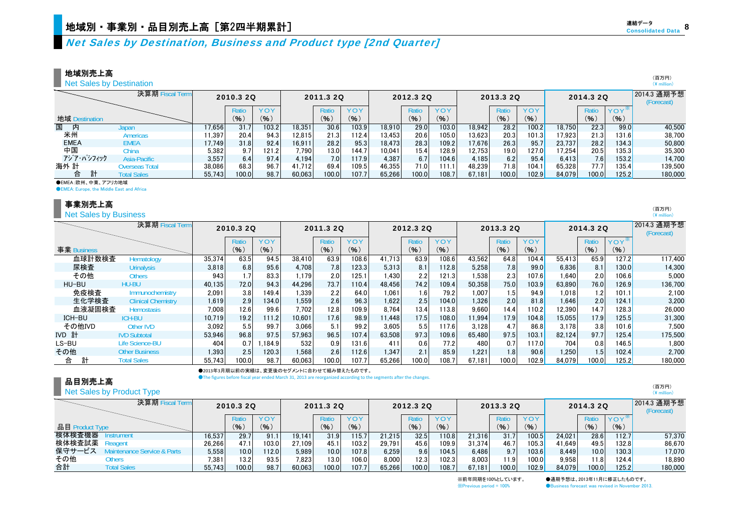# 地域別・事業別・品目別売上高［第2四半期累計］

## *Net Sales by Destination, Business and Product type [2nd Quarter]*

### 地域別売上高
Net Sales by Destination

（百万円）(¥ million)

| 決算期 Fiscal Term | | 2010.3 2Q | | | 2011.3 2Q | | | 2012.3 2Q | | | 2013.3 2Q | | | 2014.3 2Q | | | 2014.3 通期予想 (Forecast) |
|---|---|---|---|---|---|---|---|---|---|---|---|---|---|---|---|---|---|
| 地域 Destination | | | Ratio (%) | YOY (%) | | Ratio (%) | YOY (%) | | Ratio (%) | YOY (%) | | Ratio (%) | YOY (%) | | Ratio (%) | YOY※ (%) | |
| 国内 | Japan | 17,656 | 31.7 | 103.2 | 18,351 | 30.6 | 103.9 | 18,910 | 29.0 | 103.0 | 18,942 | 28.2 | 100.2 | 18,750 | 22.3 | 99.0 | 40,500 |
| 米州 | Americas | 11,397 | 20.4 | 94.3 | 12,815 | 21.3 | 112.4 | 13,453 | 20.6 | 105.0 | 13,623 | 20.3 | 101.3 | 17,923 | 21.3 | 131.6 | 38,700 |
| EMEA | EMEA | 17,749 | 31.8 | 92.4 | 16,911 | 28.2 | 95.3 | 18,473 | 28.3 | 109.2 | 17,676 | 26.3 | 95.7 | 23,737 | 28.2 | 134.3 | 50,800 |
| 中国 | China | 5,382 | 9.7 | 121.2 | 7,790 | 13.0 | 144.7 | 10,041 | 15.4 | 128.9 | 12,753 | 19.0 | 127.0 | 17,254 | 20.5 | 135.3 | 35,300 |
| アジア・パシフィック | Asia-Pacific | 3,557 | 6.4 | 97.4 | 4,194 | 7.0 | 117.9 | 4,387 | 6.7 | 104.6 | 4,185 | 6.2 | 95.4 | 6,413 | 7.6 | 153.2 | 14,700 |
| 海外 計 | Overseas Total | 38,086 | 68.3 | 96.7 | 41,712 | 69.4 | 109.5 | 46,355 | 71.0 | 111.1 | 48,239 | 71.8 | 104.1 | 65,328 | 77.7 | 135.4 | 139,500 |
| 合計 | Total Sales | 55,743 | 100.0 | 98.7 | 60,063 | 100.0 | 107.7 | 65,266 | 100.0 | 108.7 | 67,181 | 100.0 | 102.9 | 84,079 | 100.0 | 125.2 | 180,000 |

●EMEA：欧州、中東、アフリカ地域
●EMEA: Europe, the Middle East and Africa

### 事業別売上高
Net Sales by Business

（百万円）(¥ million)

| 決算期 Fiscal Term | | 2010.3 2Q | | | 2011.3 2Q | | | 2012.3 2Q | | | 2013.3 2Q | | | 2014.3 2Q | | | 2014.3 通期予想 (Forecast) |
|---|---|---|---|---|---|---|---|---|---|---|---|---|---|---|---|---|---|
| 事業 Business | | | Ratio (%) | YOY (%) | | Ratio (%) | YOY (%) | | Ratio (%) | YOY (%) | | Ratio (%) | YOY (%) | | Ratio (%) | YOY※ (%) | |
| 血球計数検査 | Hematology | 35,374 | 63.5 | 94.5 | 38,410 | 63.9 | 108.6 | 41,713 | 63.9 | 108.6 | 43,562 | 64.8 | 104.4 | 55,413 | 65.9 | 127.2 | 117,400 |
| 尿検査 | Urinalysis | 3,818 | 6.8 | 95.6 | 4,708 | 7.8 | 123.3 | 5,313 | 8.1 | 112.8 | 5,258 | 7.8 | 99.0 | 6,836 | 8.1 | 130.0 | 14,300 |
| その他 | Others | 943 | 1.7 | 83.3 | 1,179 | 2.0 | 125.1 | 1,430 | 2.2 | 121.3 | 1,538 | 2.3 | 107.6 | 1,640 | 2.0 | 106.6 | 5,000 |
| HU-BU | HU-BU | 40,135 | 72.0 | 94.3 | 44,296 | 73.7 | 110.4 | 48,456 | 74.2 | 109.4 | 50,358 | 75.0 | 103.9 | 63,890 | 76.0 | 126.9 | 136,700 |
| 免疫検査 | Immunochemistry | 2,091 | 3.8 | 149.4 | 1,339 | 2.2 | 64.0 | 1,061 | 1.6 | 79.2 | 1,007 | 1.5 | 94.9 | 1,018 | 1.2 | 101.1 | 2,100 |
| 生化学検査 | Clinical Chemistry | 1,619 | 2.9 | 134.0 | 1,559 | 2.6 | 96.3 | 1,622 | 2.5 | 104.0 | 1,326 | 2.0 | 81.8 | 1,646 | 2.0 | 124.1 | 3,200 |
| 血液凝固検査 | Hemostasis | 7,008 | 12.6 | 99.6 | 7,702 | 12.8 | 109.9 | 8,764 | 13.4 | 113.8 | 9,660 | 14.4 | 110.2 | 12,390 | 14.7 | 128.3 | 26,000 |
| ICH-BU | ICH-BU | 10,719 | 19.2 | 111.2 | 10,601 | 17.6 | 98.9 | 11,448 | 17.5 | 108.0 | 11,994 | 17.9 | 104.8 | 15,055 | 17.9 | 125.5 | 31,300 |
| その他IVD | Other IVD | 3,092 | 5.5 | 99.7 | 3,066 | 5.1 | 99.2 | 3,605 | 5.5 | 117.6 | 3,128 | 4.7 | 86.8 | 3,178 | 3.8 | 101.6 | 7,500 |
| IVD 計 | IVD Subtotal | 53,946 | 96.8 | 97.5 | 57,963 | 96.5 | 107.4 | 63,508 | 97.3 | 109.6 | 65,480 | 97.5 | 103.1 | 82,124 | 97.7 | 125.4 | 175,500 |
| LS-BU | Life Science-BU | 404 | 0.7 | 1,184.9 | 532 | 0.9 | 131.6 | 411 | 0.6 | 77.2 | 480 | 0.7 | 117.0 | 704 | 0.8 | 146.5 | 1,800 |
| その他 | Other Business | 1,393 | 2.5 | 120.3 | 1,568 | 2.6 | 112.6 | 1,347 | 2.1 | 85.9 | 1,221 | 1.8 | 90.6 | 1,250 | 1.5 | 102.4 | 2,700 |
| 合計 | Total Sales | 55,743 | 100.0 | 98.7 | 60,063 | 100.0 | 107.7 | 65,266 | 100.0 | 108.7 | 67,181 | 100.0 | 102.9 | 84,079 | 100.0 | 125.2 | 180,000 |

●2013年3月期以前の実績は、変更後のセグメントに合わせて組み替えたものです。
●The figures before fiscal year ended March 31, 2013 are reorganized according to the segments after the changes.

### 品目別売上高
Net Sales by Product Type

（百万円）(¥ million)

| 決算期 Fiscal Term | | 2010.3 2Q | | | 2011.3 2Q | | | 2012.3 2Q | | | 2013.3 2Q | | | 2014.3 2Q | | | 2014.3 通期予想 (Forecast) |
|---|---|---|---|---|---|---|---|---|---|---|---|---|---|---|---|---|---|
| 品目 Product Type | | | Ratio (%) | YOY (%) | | Ratio (%) | YOY (%) | | Ratio (%) | YOY (%) | | Ratio (%) | YOY (%) | | Ratio (%) | YOY※ (%) | |
| 検体検査機器 | Instrument | 16,537 | 29.7 | 91.1 | 19,141 | 31.9 | 115.7 | 21,215 | 32.5 | 110.8 | 21,316 | 31.7 | 100.5 | 24,021 | 28.6 | 112.7 | 57,370 |
| 検体検査試薬 | Reagent | 26,266 | 47.1 | 103.0 | 27,109 | 45.1 | 103.2 | 29,791 | 45.6 | 109.9 | 31,374 | 46.7 | 105.3 | 41,649 | 49.5 | 132.8 | 86,670 |
| 保守サービス | Maintenance Service & Parts | 5,558 | 10.0 | 112.0 | 5,989 | 10.0 | 107.8 | 6,259 | 9.6 | 104.5 | 6,486 | 9.7 | 103.6 | 8,449 | 10.0 | 130.3 | 17,070 |
| その他 | Others | 7,381 | 13.2 | 93.5 | 7,823 | 13.0 | 106.0 | 8,000 | 12.3 | 102.3 | 8,003 | 11.9 | 100.0 | 9,958 | 11.8 | 124.4 | 18,890 |
| 合計 | Total Sales | 55,743 | 100.0 | 98.7 | 60,063 | 100.0 | 107.7 | 65,266 | 100.0 | 108.7 | 67,181 | 100.0 | 102.9 | 84,079 | 100.0 | 125.2 | 180,000 |

※前年同期を100%としています。
※Previous period = 100%

●通期予想は、2013年11月に修正したものです。
●Business forecast was revised in November 2013.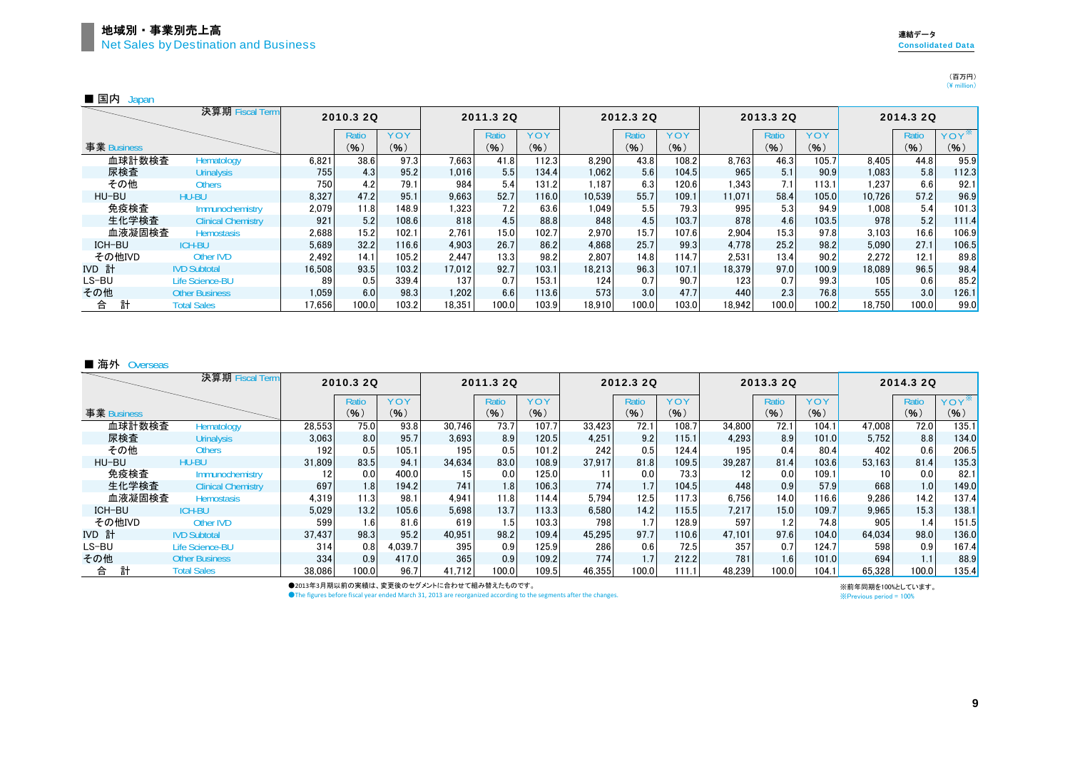# 地域別・事業別売上高
Net Sales by Destination and Business

連結データ
Consolidated Data

（百万円）
(¥ million)

## ■ 国内 Japan

| 事業 Business | | 2010.3 2Q | Ratio (%) | YOY (%) | 2011.3 2Q | Ratio (%) | YOY (%) | 2012.3 2Q | Ratio (%) | YOY (%) | 2013.3 2Q | Ratio (%) | YOY (%) | 2014.3 2Q | Ratio (%) | YOY※ (%) |
|---|---|---|---|---|---|---|---|---|---|---|---|---|---|---|---|---|
| 血球計数検査 | Hematology | 6,821 | 38.6 | 97.3 | 7,663 | 41.8 | 112.3 | 8,290 | 43.8 | 108.2 | 8,763 | 46.3 | 105.7 | 8,405 | 44.8 | 95.9 |
| 尿検査 | Urinalysis | 755 | 4.3 | 95.2 | 1,016 | 5.5 | 134.4 | 1,062 | 5.6 | 104.5 | 965 | 5.1 | 90.9 | 1,083 | 5.8 | 112.3 |
| その他 | Others | 750 | 4.2 | 79.1 | 984 | 5.4 | 131.2 | 1,187 | 6.3 | 120.6 | 1,343 | 7.1 | 113.1 | 1,237 | 6.6 | 92.1 |
| HU-BU | HU-BU | 8,327 | 47.2 | 95.1 | 9,663 | 52.7 | 116.0 | 10,539 | 55.7 | 109.1 | 11,071 | 58.4 | 105.0 | 10,726 | 57.2 | 96.9 |
| 免疫検査 | Immunochemistry | 2,079 | 11.8 | 148.9 | 1,323 | 7.2 | 63.6 | 1,049 | 5.5 | 79.3 | 995 | 5.3 | 94.9 | 1,008 | 5.4 | 101.3 |
| 生化学検査 | Clinical Chemistry | 921 | 5.2 | 108.6 | 818 | 4.5 | 88.8 | 848 | 4.5 | 103.7 | 878 | 4.6 | 103.5 | 978 | 5.2 | 111.4 |
| 血液凝固検査 | Hemostasis | 2,688 | 15.2 | 102.1 | 2,761 | 15.0 | 102.7 | 2,970 | 15.7 | 107.6 | 2,904 | 15.3 | 97.8 | 3,103 | 16.6 | 106.9 |
| ICH-BU | ICH-BU | 5,689 | 32.2 | 116.6 | 4,903 | 26.7 | 86.2 | 4,868 | 25.7 | 99.3 | 4,778 | 25.2 | 98.2 | 5,090 | 27.1 | 106.5 |
| その他IVD | Other IVD | 2,492 | 14.1 | 105.2 | 2,447 | 13.3 | 98.2 | 2,807 | 14.8 | 114.7 | 2,531 | 13.4 | 90.2 | 2,272 | 12.1 | 89.8 |
| IVD 計 | IVD Subtotal | 16,508 | 93.5 | 103.2 | 17,012 | 92.7 | 103.1 | 18,213 | 96.3 | 107.1 | 18,379 | 97.0 | 100.9 | 18,089 | 96.5 | 98.4 |
| LS-BU | Life Science-BU | 89 | 0.5 | 339.4 | 137 | 0.7 | 153.1 | 124 | 0.7 | 90.7 | 123 | 0.7 | 99.3 | 105 | 0.6 | 85.2 |
| その他 | Other Business | 1,059 | 6.0 | 98.3 | 1,202 | 6.6 | 113.6 | 573 | 3.0 | 47.7 | 440 | 2.3 | 76.8 | 555 | 3.0 | 126.1 |
| 合　計 | Total Sales | 17,656 | 100.0 | 103.2 | 18,351 | 100.0 | 103.9 | 18,910 | 100.0 | 103.0 | 18,942 | 100.0 | 100.2 | 18,750 | 100.0 | 99.0 |

## ■ 海外 Overseas

| 事業 Business | | 2010.3 2Q | Ratio (%) | YOY (%) | 2011.3 2Q | Ratio (%) | YOY (%) | 2012.3 2Q | Ratio (%) | YOY (%) | 2013.3 2Q | Ratio (%) | YOY (%) | 2014.3 2Q | Ratio (%) | YOY※ (%) |
|---|---|---|---|---|---|---|---|---|---|---|---|---|---|---|---|---|
| 血球計数検査 | Hematology | 28,553 | 75.0 | 93.8 | 30,746 | 73.7 | 107.7 | 33,423 | 72.1 | 108.7 | 34,800 | 72.1 | 104.1 | 47,008 | 72.0 | 135.1 |
| 尿検査 | Urinalysis | 3,063 | 8.0 | 95.7 | 3,693 | 8.9 | 120.5 | 4,251 | 9.2 | 115.1 | 4,293 | 8.9 | 101.0 | 5,752 | 8.8 | 134.0 |
| その他 | Others | 192 | 0.5 | 105.1 | 195 | 0.5 | 101.2 | 242 | 0.5 | 124.4 | 195 | 0.4 | 80.4 | 402 | 0.6 | 206.5 |
| HU-BU | HU-BU | 31,809 | 83.5 | 94.1 | 34,634 | 83.0 | 108.9 | 37,917 | 81.8 | 109.5 | 39,287 | 81.4 | 103.6 | 53,163 | 81.4 | 135.3 |
| 免疫検査 | Immunochemistry | 12 | 0.0 | 400.0 | 15 | 0.0 | 125.0 | 11 | 0.0 | 73.3 | 12 | 0.0 | 109.1 | 10 | 0.0 | 82.1 |
| 生化学検査 | Clinical Chemistry | 697 | 1.8 | 194.2 | 741 | 1.8 | 106.3 | 774 | 1.7 | 104.5 | 448 | 0.9 | 57.9 | 668 | 1.0 | 149.0 |
| 血液凝固検査 | Hemostasis | 4,319 | 11.3 | 98.1 | 4,941 | 11.8 | 114.4 | 5,794 | 12.5 | 117.3 | 6,756 | 14.0 | 116.6 | 9,286 | 14.2 | 137.4 |
| ICH-BU | ICH-BU | 5,029 | 13.2 | 105.6 | 5,698 | 13.7 | 113.3 | 6,580 | 14.2 | 115.5 | 7,217 | 15.0 | 109.7 | 9,965 | 15.3 | 138.1 |
| その他IVD | Other IVD | 599 | 1.6 | 81.6 | 619 | 1.5 | 103.3 | 798 | 1.7 | 128.9 | 597 | 1.2 | 74.8 | 905 | 1.4 | 151.5 |
| IVD 計 | IVD Subtotal | 37,437 | 98.3 | 95.2 | 40,951 | 98.2 | 109.4 | 45,295 | 97.7 | 110.6 | 47,101 | 97.6 | 104.0 | 64,034 | 98.0 | 136.0 |
| LS-BU | Life Science-BU | 314 | 0.8 | 4,039.7 | 395 | 0.9 | 125.9 | 286 | 0.6 | 72.5 | 357 | 0.7 | 124.7 | 598 | 0.9 | 167.4 |
| その他 | Other Business | 334 | 0.9 | 417.0 | 365 | 0.9 | 109.2 | 774 | 1.7 | 212.2 | 781 | 1.6 | 101.0 | 694 | 1.1 | 88.9 |
| 合　計 | Total Sales | 38,086 | 100.0 | 96.7 | 41,712 | 100.0 | 109.5 | 46,355 | 100.0 | 111.1 | 48,239 | 100.0 | 104.1 | 65,328 | 100.0 | 135.4 |

●2013年3月期以前の実績は、変更後のセグメントに合わせて組み替えたものです。
●The figures before fiscal year ended March 31, 2013 are reorganized according to the segments after the changes.

※前年同期を100%としています。
※Previous period = 100%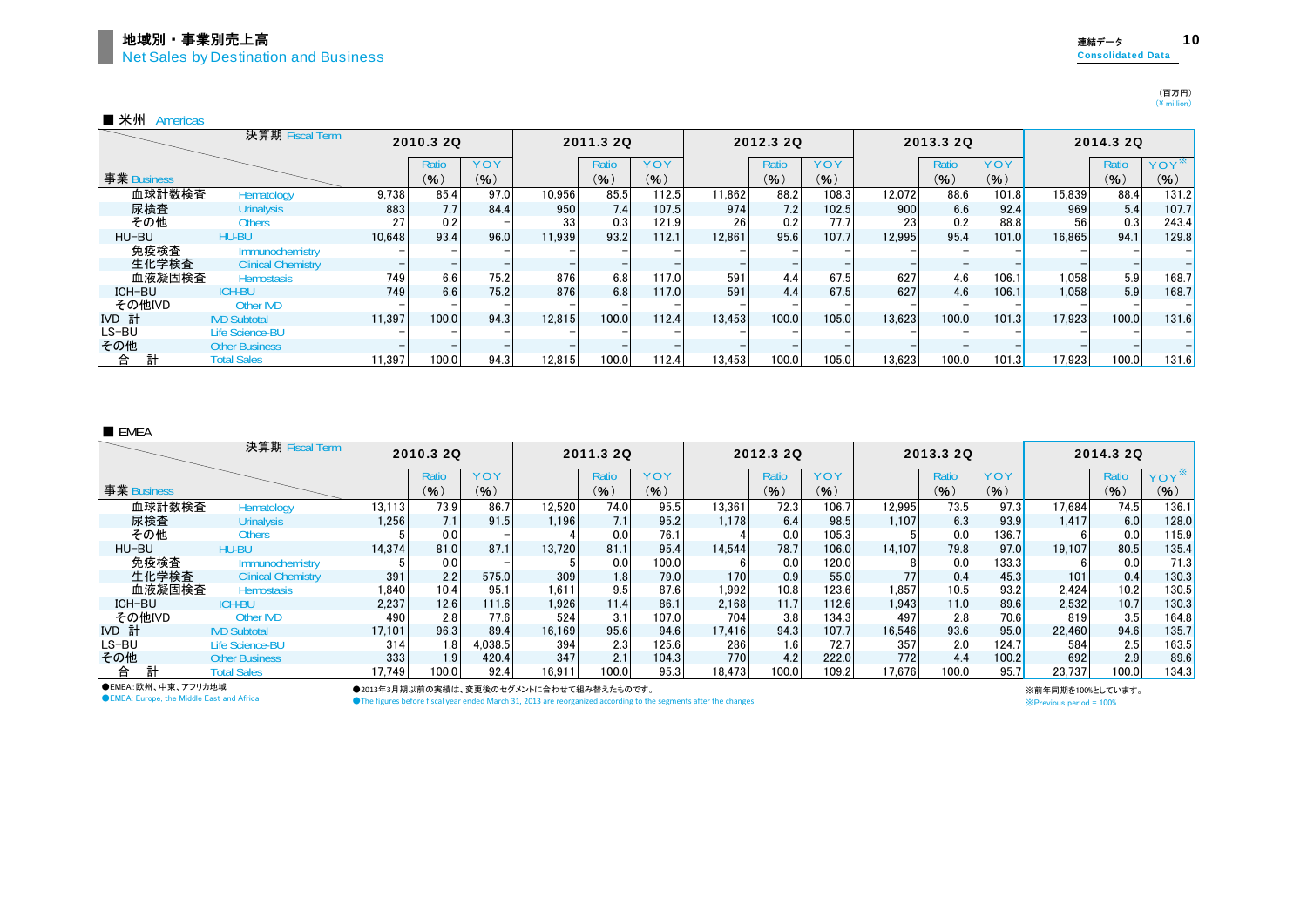# 地域別・事業別売上高
Net Sales by Destination and Business

連結データ Consolidated Data

（百万円）
(¥ million)

■ 米州 Americas

| 事業 Business / 決算期 Fiscal Term | | 2010.3 2Q | Ratio (%) | YOY (%) | 2011.3 2Q | Ratio (%) | YOY (%) | 2012.3 2Q | Ratio (%) | YOY (%) | 2013.3 2Q | Ratio (%) | YOY (%) | 2014.3 2Q | Ratio (%) | YOY※ (%) |
|---|---|---|---|---|---|---|---|---|---|---|---|---|---|---|---|---|
| 血球計数検査 | Hematology | 9,738 | 85.4 | 97.0 | 10,956 | 85.5 | 112.5 | 11,862 | 88.2 | 108.3 | 12,072 | 88.6 | 101.8 | 15,839 | 88.4 | 131.2 |
| 尿検査 | Urinalysis | 883 | 7.7 | 84.4 | 950 | 7.4 | 107.5 | 974 | 7.2 | 102.5 | 900 | 6.6 | 92.4 | 969 | 5.4 | 107.7 |
| その他 | Others | 27 | 0.2 | – | 33 | 0.3 | 121.9 | 26 | 0.2 | 77.7 | 23 | 0.2 | 88.8 | 56 | 0.3 | 243.4 |
| HU-BU | HU-BU | 10,648 | 93.4 | 96.0 | 11,939 | 93.2 | 112.1 | 12,861 | 95.6 | 107.7 | 12,995 | 95.4 | 101.0 | 16,865 | 94.1 | 129.8 |
| 免疫検査 | Immunochemistry | – | – | – | – | – | – | – | – | – | – | – | – | – | – | – |
| 生化学検査 | Clinical Chemistry | – | – | – | – | – | – | – | – | – | – | – | – | – | – | – |
| 血液凝固検査 | Hemostasis | 749 | 6.6 | 75.2 | 876 | 6.8 | 117.0 | 591 | 4.4 | 67.5 | 627 | 4.6 | 106.1 | 1,058 | 5.9 | 168.7 |
| ICH-BU | ICH-BU | 749 | 6.6 | 75.2 | 876 | 6.8 | 117.0 | 591 | 4.4 | 67.5 | 627 | 4.6 | 106.1 | 1,058 | 5.9 | 168.7 |
| その他IVD | Other IVD | – | – | – | – | – | – | – | – | – | – | – | – | – | – | – |
| IVD 計 | IVD Subtotal | 11,397 | 100.0 | 94.3 | 12,815 | 100.0 | 112.4 | 13,453 | 100.0 | 105.0 | 13,623 | 100.0 | 101.3 | 17,923 | 100.0 | 131.6 |
| LS-BU | Life Science-BU | – | – | – | – | – | – | – | – | – | – | – | – | – | – | – |
| その他 | Other Business | – | – | – | – | – | – | – | – | – | – | – | – | – | – | – |
| 合　計 | Total Sales | 11,397 | 100.0 | 94.3 | 12,815 | 100.0 | 112.4 | 13,453 | 100.0 | 105.0 | 13,623 | 100.0 | 101.3 | 17,923 | 100.0 | 131.6 |

■ EMEA

| 事業 Business / 決算期 Fiscal Term | | 2010.3 2Q | Ratio (%) | YOY (%) | 2011.3 2Q | Ratio (%) | YOY (%) | 2012.3 2Q | Ratio (%) | YOY (%) | 2013.3 2Q | Ratio (%) | YOY (%) | 2014.3 2Q | Ratio (%) | YOY※ (%) |
|---|---|---|---|---|---|---|---|---|---|---|---|---|---|---|---|---|
| 血球計数検査 | Hematology | 13,113 | 73.9 | 86.7 | 12,520 | 74.0 | 95.5 | 13,361 | 72.3 | 106.7 | 12,995 | 73.5 | 97.3 | 17,684 | 74.5 | 136.1 |
| 尿検査 | Urinalysis | 1,256 | 7.1 | 91.5 | 1,196 | 7.1 | 95.2 | 1,178 | 6.4 | 98.5 | 1,107 | 6.3 | 93.9 | 1,417 | 6.0 | 128.0 |
| その他 | Others | 5 | 0.0 | – | 4 | 0.0 | 76.1 | 4 | 0.0 | 105.3 | 5 | 0.0 | 136.7 | 6 | 0.0 | 115.9 |
| HU-BU | HU-BU | 14,374 | 81.0 | 87.1 | 13,720 | 81.1 | 95.4 | 14,544 | 78.7 | 106.0 | 14,107 | 79.8 | 97.0 | 19,107 | 80.5 | 135.4 |
| 免疫検査 | Immunochemistry | 5 | 0.0 | – | 5 | 0.0 | 100.0 | 6 | 0.0 | 120.0 | 8 | 0.0 | 133.3 | 6 | 0.0 | 71.3 |
| 生化学検査 | Clinical Chemistry | 391 | 2.2 | 575.0 | 309 | 1.8 | 79.0 | 170 | 0.9 | 55.0 | 77 | 0.4 | 45.3 | 101 | 0.4 | 130.3 |
| 血液凝固検査 | Hemostasis | 1,840 | 10.4 | 95.1 | 1,611 | 9.5 | 87.6 | 1,992 | 10.8 | 123.6 | 1,857 | 10.5 | 93.2 | 2,424 | 10.2 | 130.5 |
| ICH-BU | ICH-BU | 2,237 | 12.6 | 111.6 | 1,926 | 11.4 | 86.1 | 2,168 | 11.7 | 112.6 | 1,943 | 11.0 | 89.6 | 2,532 | 10.7 | 130.3 |
| その他IVD | Other IVD | 490 | 2.8 | 77.6 | 524 | 3.1 | 107.0 | 704 | 3.8 | 134.3 | 497 | 2.8 | 70.6 | 819 | 3.5 | 164.8 |
| IVD 計 | IVD Subtotal | 17,101 | 96.3 | 89.4 | 16,169 | 95.6 | 94.6 | 17,416 | 94.3 | 107.7 | 16,546 | 93.6 | 95.0 | 22,460 | 94.6 | 135.7 |
| LS-BU | Life Science-BU | 314 | 1.8 | 4,038.5 | 394 | 2.3 | 125.6 | 286 | 1.6 | 72.7 | 357 | 2.0 | 124.7 | 584 | 2.5 | 163.5 |
| その他 | Other Business | 333 | 1.9 | 420.4 | 347 | 2.1 | 104.3 | 770 | 4.2 | 222.0 | 772 | 4.4 | 100.2 | 692 | 2.9 | 89.6 |
| 合　計 | Total Sales | 17,749 | 100.0 | 92.4 | 16,911 | 100.0 | 95.3 | 18,473 | 100.0 | 109.2 | 17,676 | 100.0 | 95.7 | 23,737 | 100.0 | 134.3 |

●EMEA：欧州、中東、アフリカ地域
●EMEA: Europe, the Middle East and Africa

●2013年3月期以前の実績は、変更後のセグメントに合わせて組み替えたものです。
●The figures before fiscal year ended March 31, 2013 are reorganized according to the segments after the changes.

※前年同期を100%としています。
※Previous period = 100%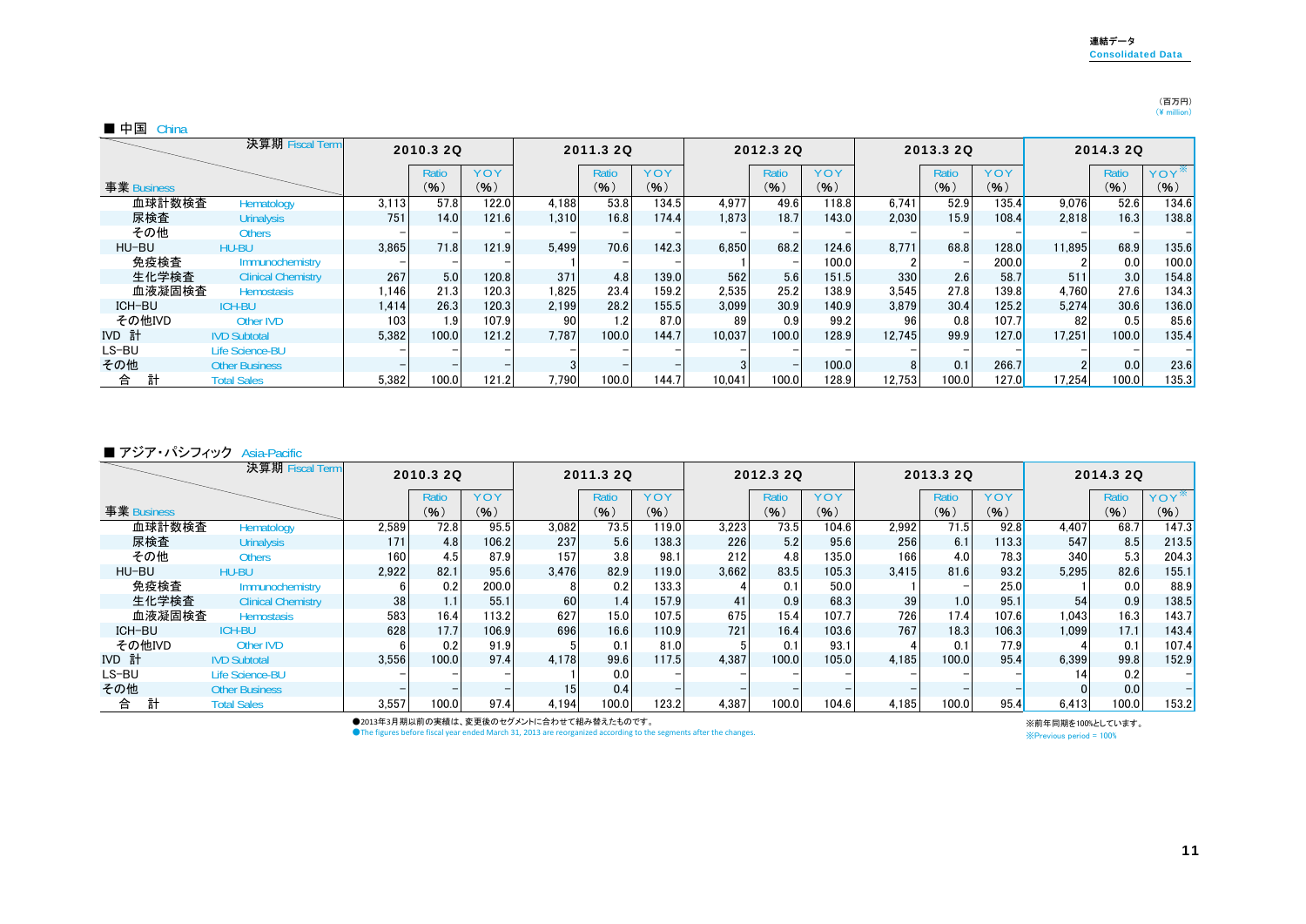連結データ
Consolidated Data

（百万円）
(¥ million)

## ■ 中国 China

| 事業 Business | | 2010.3 2Q | | | 2011.3 2Q | | | 2012.3 2Q | | | 2013.3 2Q | | | 2014.3 2Q | | |
|---|---|---|---|---|---|---|---|---|---|---|---|---|---|---|---|---|
| | | | Ratio (%) | YOY (%) | | Ratio (%) | YOY (%) | | Ratio (%) | YOY (%) | | Ratio (%) | YOY (%) | | Ratio (%) | YOY※ (%) |
| 血球計数検査 | Hematology | 3,113 | 57.8 | 122.0 | 4,188 | 53.8 | 134.5 | 4,977 | 49.6 | 118.8 | 6,741 | 52.9 | 135.4 | 9,076 | 52.6 | 134.6 |
| 尿検査 | Urinalysis | 751 | 14.0 | 121.6 | 1,310 | 16.8 | 174.4 | 1,873 | 18.7 | 143.0 | 2,030 | 15.9 | 108.4 | 2,818 | 16.3 | 138.8 |
| その他 | Others | – | – | – | – | – | – | – | – | – | – | – | – | – | – | – |
| HU-BU | HU-BU | 3,865 | 71.8 | 121.9 | 5,499 | 70.6 | 142.3 | 6,850 | 68.2 | 124.6 | 8,771 | 68.8 | 128.0 | 11,895 | 68.9 | 135.6 |
| 免疫検査 | Immunochemistry | – | – | – | 1 | – | – | 1 | – | 100.0 | 2 | – | 200.0 | 2 | 0.0 | 100.0 |
| 生化学検査 | Clinical Chemistry | 267 | 5.0 | 120.8 | 371 | 4.8 | 139.0 | 562 | 5.6 | 151.5 | 330 | 2.6 | 58.7 | 511 | 3.0 | 154.8 |
| 血液凝固検査 | Hemostasis | 1,146 | 21.3 | 120.3 | 1,825 | 23.4 | 159.2 | 2,535 | 25.2 | 138.9 | 3,545 | 27.8 | 139.8 | 4,760 | 27.6 | 134.3 |
| ICH-BU | ICH-BU | 1,414 | 26.3 | 120.3 | 2,199 | 28.2 | 155.5 | 3,099 | 30.9 | 140.9 | 3,879 | 30.4 | 125.2 | 5,274 | 30.6 | 136.0 |
| その他IVD | Other IVD | 103 | 1.9 | 107.9 | 90 | 1.2 | 87.0 | 89 | 0.9 | 99.2 | 96 | 0.8 | 107.7 | 82 | 0.5 | 85.6 |
| IVD 計 | IVD Subtotal | 5,382 | 100.0 | 121.2 | 7,787 | 100.0 | 144.7 | 10,037 | 100.0 | 128.9 | 12,745 | 99.9 | 127.0 | 17,251 | 100.0 | 135.4 |
| LS-BU | Life Science-BU | – | – | – | – | – | – | – | – | – | – | – | – | – | – | – |
| その他 | Other Business | – | – | – | 3 | – | – | 3 | – | 100.0 | 8 | 0.1 | 266.7 | 2 | 0.0 | 23.6 |
| 合　計 | Total Sales | 5,382 | 100.0 | 121.2 | 7,790 | 100.0 | 144.7 | 10,041 | 100.0 | 128.9 | 12,753 | 100.0 | 127.0 | 17,254 | 100.0 | 135.3 |

## ■ アジア・パシフィック Asia-Pacific

| 事業 Business | | 2010.3 2Q | | | 2011.3 2Q | | | 2012.3 2Q | | | 2013.3 2Q | | | 2014.3 2Q | | |
|---|---|---|---|---|---|---|---|---|---|---|---|---|---|---|---|---|
| | | | Ratio (%) | YOY (%) | | Ratio (%) | YOY (%) | | Ratio (%) | YOY (%) | | Ratio (%) | YOY (%) | | Ratio (%) | YOY※ (%) |
| 血球計数検査 | Hematology | 2,589 | 72.8 | 95.5 | 3,082 | 73.5 | 119.0 | 3,223 | 73.5 | 104.6 | 2,992 | 71.5 | 92.8 | 4,407 | 68.7 | 147.3 |
| 尿検査 | Urinalysis | 171 | 4.8 | 106.2 | 237 | 5.6 | 138.3 | 226 | 5.2 | 95.6 | 256 | 6.1 | 113.3 | 547 | 8.5 | 213.5 |
| その他 | Others | 160 | 4.5 | 87.9 | 157 | 3.8 | 98.1 | 212 | 4.8 | 135.0 | 166 | 4.0 | 78.3 | 340 | 5.3 | 204.3 |
| HU-BU | HU-BU | 2,922 | 82.1 | 95.6 | 3,476 | 82.9 | 119.0 | 3,662 | 83.5 | 105.3 | 3,415 | 81.6 | 93.2 | 5,295 | 82.6 | 155.1 |
| 免疫検査 | Immunochemistry | 6 | 0.2 | 200.0 | 8 | 0.2 | 133.3 | 4 | 0.1 | 50.0 | 1 | – | 25.0 | 1 | 0.0 | 88.9 |
| 生化学検査 | Clinical Chemistry | 38 | 1.1 | 55.1 | 60 | 1.4 | 157.9 | 41 | 0.9 | 68.3 | 39 | 1.0 | 95.1 | 54 | 0.9 | 138.5 |
| 血液凝固検査 | Hemostasis | 583 | 16.4 | 113.2 | 627 | 15.0 | 107.5 | 675 | 15.4 | 107.7 | 726 | 17.4 | 107.6 | 1,043 | 16.3 | 143.7 |
| ICH-BU | ICH-BU | 628 | 17.7 | 106.9 | 696 | 16.6 | 110.9 | 721 | 16.4 | 103.6 | 767 | 18.3 | 106.3 | 1,099 | 17.1 | 143.4 |
| その他IVD | Other IVD | 6 | 0.2 | 91.9 | 5 | 0.1 | 81.0 | 5 | 0.1 | 93.1 | 4 | 0.1 | 77.9 | 4 | 0.1 | 107.4 |
| IVD 計 | IVD Subtotal | 3,556 | 100.0 | 97.4 | 4,178 | 99.6 | 117.5 | 4,387 | 100.0 | 105.0 | 4,185 | 100.0 | 95.4 | 6,399 | 99.8 | 152.9 |
| LS-BU | Life Science-BU | – | – | – | 1 | 0.0 | – | – | – | – | – | – | – | 14 | 0.2 | – |
| その他 | Other Business | – | – | – | 15 | 0.4 | – | – | – | – | – | – | – | 0 | 0.0 | – |
| 合　計 | Total Sales | 3,557 | 100.0 | 97.4 | 4,194 | 100.0 | 123.2 | 4,387 | 100.0 | 104.6 | 4,185 | 100.0 | 95.4 | 6,413 | 100.0 | 153.2 |

●2013年3月期以前の実績は、変更後のセグメントに合わせて組み替えたものです。
●The figures before fiscal year ended March 31, 2013 are reorganized according to the segments after the changes.

※前年同期を100%としています。
※Previous period = 100%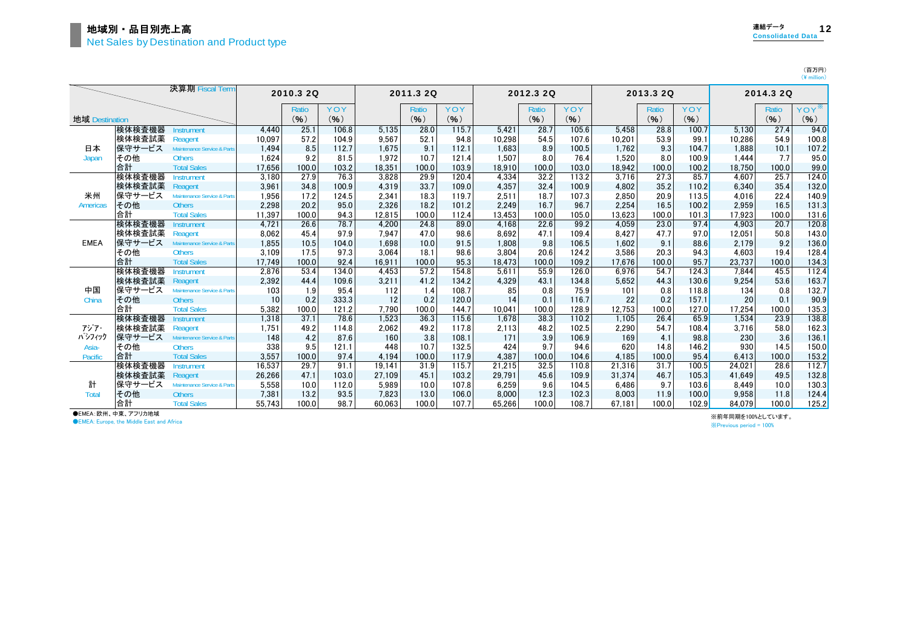# 地域別・品目別売上高
Net Sales by Destination and Product type

連結データ
Consolidated Data

（百万円）
（¥ million）

| 地域 Destination | | 決算期 Fiscal Term | 2010.3 2Q | | | 2011.3 2Q | | | 2012.3 2Q | | | 2013.3 2Q | | | 2014.3 2Q | | |
|---|---|---|---|---|---|---|---|---|---|---|---|---|---|---|---|---|---|
| | | | | Ratio (%) | YOY (%) | | Ratio (%) | YOY (%) | | Ratio (%) | YOY (%) | | Ratio (%) | YOY (%) | | Ratio (%) | YOY※ (%) |
| 日本 Japan | 検体検査機器 | Instrument | 4,440 | 25.1 | 106.8 | 5,135 | 28.0 | 115.7 | 5,421 | 28.7 | 105.6 | 5,458 | 28.8 | 100.7 | 5,130 | 27.4 | 94.0 |
| | 検体検査試薬 | Reagent | 10,097 | 57.2 | 104.9 | 9,567 | 52.1 | 94.8 | 10,298 | 54.5 | 107.6 | 10,201 | 53.9 | 99.1 | 10,286 | 54.9 | 100.8 |
| | 保守サービス | Maintenance Service & Parts | 1,494 | 8.5 | 112.7 | 1,675 | 9.1 | 112.1 | 1,683 | 8.9 | 100.5 | 1,762 | 9.3 | 104.7 | 1,888 | 10.1 | 107.2 |
| | その他 | Others | 1,624 | 9.2 | 81.5 | 1,972 | 10.7 | 121.4 | 1,507 | 8.0 | 76.4 | 1,520 | 8.0 | 100.9 | 1,444 | 7.7 | 95.0 |
| | 合計 | Total Sales | 17,656 | 100.0 | 103.2 | 18,351 | 100.0 | 103.9 | 18,910 | 100.0 | 103.0 | 18,942 | 100.0 | 100.2 | 18,750 | 100.0 | 99.0 |
| 米州 Americas | 検体検査機器 | Instrument | 3,180 | 27.9 | 76.3 | 3,828 | 29.9 | 120.4 | 4,334 | 32.2 | 113.2 | 3,716 | 27.3 | 85.7 | 4,607 | 25.7 | 124.0 |
| | 検体検査試薬 | Reagent | 3,961 | 34.8 | 100.9 | 4,319 | 33.7 | 109.0 | 4,357 | 32.4 | 100.9 | 4,802 | 35.2 | 110.2 | 6,340 | 35.4 | 132.0 |
| | 保守サービス | Maintenance Service & Parts | 1,956 | 17.2 | 124.5 | 2,341 | 18.3 | 119.7 | 2,511 | 18.7 | 107.3 | 2,850 | 20.9 | 113.5 | 4,016 | 22.4 | 140.9 |
| | その他 | Others | 2,298 | 20.2 | 95.0 | 2,326 | 18.2 | 101.2 | 2,249 | 16.7 | 96.7 | 2,254 | 16.5 | 100.2 | 2,959 | 16.5 | 131.3 |
| | 合計 | Total Sales | 11,397 | 100.0 | 94.3 | 12,815 | 100.0 | 112.4 | 13,453 | 100.0 | 105.0 | 13,623 | 100.0 | 101.3 | 17,923 | 100.0 | 131.6 |
| EMEA | 検体検査機器 | Instrument | 4,721 | 26.6 | 78.7 | 4,200 | 24.8 | 89.0 | 4,168 | 22.6 | 99.2 | 4,059 | 23.0 | 97.4 | 4,903 | 20.7 | 120.8 |
| | 検体検査試薬 | Reagent | 8,062 | 45.4 | 97.9 | 7,947 | 47.0 | 98.6 | 8,692 | 47.1 | 109.4 | 8,427 | 47.7 | 97.0 | 12,051 | 50.8 | 143.0 |
| | 保守サービス | Maintenance Service & Parts | 1,855 | 10.5 | 104.0 | 1,698 | 10.0 | 91.5 | 1,808 | 9.8 | 106.5 | 1,602 | 9.1 | 88.6 | 2,179 | 9.2 | 136.0 |
| | その他 | Others | 3,109 | 17.5 | 97.3 | 3,064 | 18.1 | 98.6 | 3,804 | 20.6 | 124.2 | 3,586 | 20.3 | 94.3 | 4,603 | 19.4 | 128.4 |
| | 合計 | Total Sales | 17,749 | 100.0 | 92.4 | 16,911 | 100.0 | 95.3 | 18,473 | 100.0 | 109.2 | 17,676 | 100.0 | 95.7 | 23,737 | 100.0 | 134.3 |
| 中国 China | 検体検査機器 | Instrument | 2,876 | 53.4 | 134.0 | 4,453 | 57.2 | 154.8 | 5,611 | 55.9 | 126.0 | 6,976 | 54.7 | 124.3 | 7,844 | 45.5 | 112.4 |
| | 検体検査試薬 | Reagent | 2,392 | 44.4 | 109.6 | 3,211 | 41.2 | 134.2 | 4,329 | 43.1 | 134.8 | 5,652 | 44.3 | 130.6 | 9,254 | 53.6 | 163.7 |
| | 保守サービス | Maintenance Service & Parts | 103 | 1.9 | 95.4 | 112 | 1.4 | 108.7 | 85 | 0.8 | 75.9 | 101 | 0.8 | 118.8 | 134 | 0.8 | 132.7 |
| | その他 | Others | 10 | 0.2 | 333.3 | 12 | 0.2 | 120.0 | 14 | 0.1 | 116.7 | 22 | 0.2 | 157.1 | 20 | 0.1 | 90.9 |
| | 合計 | Total Sales | 5,382 | 100.0 | 121.2 | 7,790 | 100.0 | 144.7 | 10,041 | 100.0 | 128.9 | 12,753 | 100.0 | 127.0 | 17,254 | 100.0 | 135.3 |
| ｱｼﾞｱ･ﾊﾟｼﾌｨｯｸ Asia-Pacific | 検体検査機器 | Instrument | 1,318 | 37.1 | 78.6 | 1,523 | 36.3 | 115.6 | 1,678 | 38.3 | 110.2 | 1,105 | 26.4 | 65.9 | 1,534 | 23.9 | 138.8 |
| | 検体検査試薬 | Reagent | 1,751 | 49.2 | 114.8 | 2,062 | 49.2 | 117.8 | 2,113 | 48.2 | 102.5 | 2,290 | 54.7 | 108.4 | 3,716 | 58.0 | 162.3 |
| | 保守サービス | Maintenance Service & Parts | 148 | 4.2 | 87.6 | 160 | 3.8 | 108.1 | 171 | 3.9 | 106.9 | 169 | 4.1 | 98.8 | 230 | 3.6 | 136.1 |
| | その他 | Others | 338 | 9.5 | 121.1 | 448 | 10.7 | 132.5 | 424 | 9.7 | 94.6 | 620 | 14.8 | 146.2 | 930 | 14.5 | 150.0 |
| | 合計 | Total Sales | 3,557 | 100.0 | 97.4 | 4,194 | 100.0 | 117.9 | 4,387 | 100.0 | 104.6 | 4,185 | 100.0 | 95.4 | 6,413 | 100.0 | 153.2 |
| 計 Total | 検体検査機器 | Instrument | 16,537 | 29.7 | 91.1 | 19,141 | 31.9 | 115.7 | 21,215 | 32.5 | 110.8 | 21,316 | 31.7 | 100.5 | 24,021 | 28.6 | 112.7 |
| | 検体検査試薬 | Reagent | 26,266 | 47.1 | 103.0 | 27,109 | 45.1 | 103.2 | 29,791 | 45.6 | 109.9 | 31,374 | 46.7 | 105.3 | 41,649 | 49.5 | 132.8 |
| | 保守サービス | Maintenance Service & Parts | 5,558 | 10.0 | 112.0 | 5,989 | 10.0 | 107.8 | 6,259 | 9.6 | 104.5 | 6,486 | 9.7 | 103.6 | 8,449 | 10.0 | 130.3 |
| | その他 | Others | 7,381 | 13.2 | 93.5 | 7,823 | 13.0 | 106.0 | 8,000 | 12.3 | 102.3 | 8,003 | 11.9 | 100.0 | 9,958 | 11.8 | 124.4 |
| | 合計 | Total Sales | 55,743 | 100.0 | 98.7 | 60,063 | 100.0 | 107.7 | 65,266 | 100.0 | 108.7 | 67,181 | 100.0 | 102.9 | 84,079 | 100.0 | 125.2 |

●EMEA：欧州、中東、アフリカ地域
●EMEA: Europe, the Middle East and Africa

※前年同期を100%としています。
※Previous period = 100%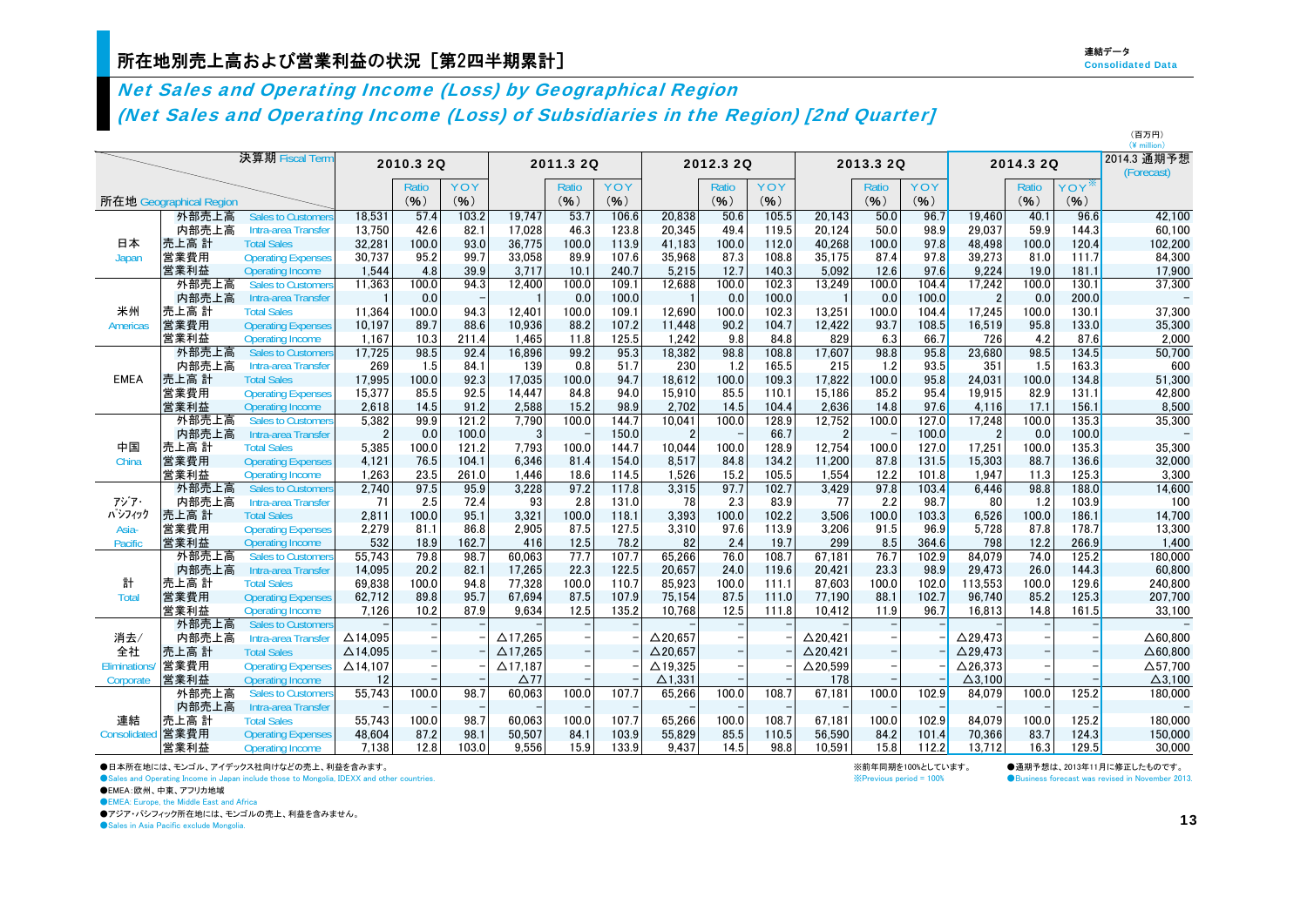# 所在地別売上高および営業利益の状況 ［第2四半期累計］

連結データ
Consolidated Data

## *Net Sales and Operating Income (Loss) by Geographical Region*
## *(Net Sales and Operating Income (Loss) of Subsidiaries in the Region) [2nd Quarter]*

（百万円）
(¥ million)

| 所在地 Geographical Region | | 決算期 Fiscal Term | 2010.3 2Q | Ratio (%) | YOY (%) | 2011.3 2Q | Ratio (%) | YOY (%) | 2012.3 2Q | Ratio (%) | YOY (%) | 2013.3 2Q | Ratio (%) | YOY (%) | 2014.3 2Q | Ratio (%) | YOY※ (%) | 2014.3 通期予想 (Forecast) |
|---|---|---|---|---|---|---|---|---|---|---|---|---|---|---|---|---|---|---|
| 日本 Japan | 外部売上高 | Sales to Customers | 18,531 | 57.4 | 103.2 | 19,747 | 53.7 | 106.6 | 20,838 | 50.6 | 105.5 | 20,143 | 50.0 | 96.7 | 19,460 | 40.1 | 96.6 | 42,100 |
| | 内部売上高 | Intra-area Transfer | 13,750 | 42.6 | 82.1 | 17,028 | 46.3 | 123.8 | 20,345 | 49.4 | 119.5 | 20,124 | 50.0 | 98.9 | 29,037 | 59.9 | 144.3 | 60,100 |
| | 売上高 計 | Total Sales | 32,281 | 100.0 | 93.0 | 36,775 | 100.0 | 113.9 | 41,183 | 100.0 | 112.0 | 40,268 | 100.0 | 97.8 | 48,498 | 100.0 | 120.4 | 102,200 |
| | 営業費用 | Operating Expenses | 30,737 | 95.2 | 99.7 | 33,058 | 89.9 | 107.6 | 35,968 | 87.3 | 108.8 | 35,175 | 87.4 | 97.8 | 39,273 | 81.0 | 111.7 | 84,300 |
| | 営業利益 | Operating Income | 1,544 | 4.8 | 39.9 | 3,717 | 10.1 | 240.7 | 5,215 | 12.7 | 140.3 | 5,092 | 12.6 | 97.6 | 9,224 | 19.0 | 181.1 | 17,900 |
| 米州 Americas | 外部売上高 | Sales to Customers | 11,363 | 100.0 | 94.3 | 12,400 | 100.0 | 109.1 | 12,688 | 100.0 | 102.3 | 13,249 | 100.0 | 104.4 | 17,242 | 100.0 | 130.1 | 37,300 |
| | 内部売上高 | Intra-area Transfer | 1 | 0.0 | − | 1 | 0.0 | 100.0 | 1 | 0.0 | 100.0 | 1 | 0.0 | 100.0 | 2 | 0.0 | 200.0 | − |
| | 売上高 計 | Total Sales | 11,364 | 100.0 | 94.3 | 12,401 | 100.0 | 109.1 | 12,690 | 100.0 | 102.3 | 13,251 | 100.0 | 104.4 | 17,245 | 100.0 | 130.1 | 37,300 |
| | 営業費用 | Operating Expenses | 10,197 | 89.7 | 88.6 | 10,936 | 88.2 | 107.2 | 11,448 | 90.2 | 104.7 | 12,422 | 93.7 | 108.5 | 16,519 | 95.8 | 133.0 | 35,300 |
| | 営業利益 | Operating Income | 1,167 | 10.3 | 211.4 | 1,465 | 11.8 | 125.5 | 1,242 | 9.8 | 84.8 | 829 | 6.3 | 66.7 | 726 | 4.2 | 87.6 | 2,000 |
| EMEA | 外部売上高 | Sales to Customers | 17,725 | 98.5 | 92.4 | 16,896 | 99.2 | 95.3 | 18,382 | 98.8 | 108.8 | 17,607 | 98.8 | 95.8 | 23,680 | 98.5 | 134.5 | 50,700 |
| | 内部売上高 | Intra-area Transfer | 269 | 1.5 | 84.1 | 139 | 0.8 | 51.7 | 230 | 1.2 | 165.5 | 215 | 1.2 | 93.5 | 351 | 1.5 | 163.3 | 600 |
| | 売上高 計 | Total Sales | 17,995 | 100.0 | 92.3 | 17,035 | 100.0 | 94.7 | 18,612 | 100.0 | 109.3 | 17,822 | 100.0 | 95.8 | 24,031 | 100.0 | 134.8 | 51,300 |
| | 営業費用 | Operating Expenses | 15,377 | 85.5 | 92.5 | 14,447 | 84.8 | 94.0 | 15,910 | 85.5 | 110.1 | 15,186 | 85.2 | 95.4 | 19,915 | 82.9 | 131.1 | 42,800 |
| | 営業利益 | Operating Income | 2,618 | 14.5 | 91.2 | 2,588 | 15.2 | 98.9 | 2,702 | 14.5 | 104.4 | 2,636 | 14.8 | 97.6 | 4,116 | 17.1 | 156.1 | 8,500 |
| 中国 China | 外部売上高 | Sales to Customers | 5,382 | 99.9 | 121.2 | 7,790 | 100.0 | 144.7 | 10,041 | 100.0 | 128.9 | 12,752 | 100.0 | 127.0 | 17,248 | 100.0 | 135.3 | 35,300 |
| | 内部売上高 | Intra-area Transfer | 2 | 0.0 | 100.0 | 3 | − | 150.0 | 2 | − | 66.7 | 2 | − | 100.0 | 2 | 0.0 | 100.0 | − |
| | 売上高 計 | Total Sales | 5,385 | 100.0 | 121.2 | 7,793 | 100.0 | 144.7 | 10,044 | 100.0 | 128.9 | 12,754 | 100.0 | 127.0 | 17,251 | 100.0 | 135.3 | 35,300 |
| | 営業費用 | Operating Expenses | 4,121 | 76.5 | 104.1 | 6,346 | 81.4 | 154.0 | 8,517 | 84.8 | 134.2 | 11,200 | 87.8 | 131.5 | 15,303 | 88.7 | 136.6 | 32,000 |
| | 営業利益 | Operating Income | 1,263 | 23.5 | 261.0 | 1,446 | 18.6 | 114.5 | 1,526 | 15.2 | 105.5 | 1,554 | 12.2 | 101.8 | 1,947 | 11.3 | 125.3 | 3,300 |
| アジア・パシフィック Asia-Pacific | 外部売上高 | Sales to Customers | 2,740 | 97.5 | 95.9 | 3,228 | 97.2 | 117.8 | 3,315 | 97.7 | 102.7 | 3,429 | 97.8 | 103.4 | 6,446 | 98.8 | 188.0 | 14,600 |
| | 内部売上高 | Intra-area Transfer | 71 | 2.5 | 72.4 | 93 | 2.8 | 131.0 | 78 | 2.3 | 83.9 | 77 | 2.2 | 98.7 | 80 | 1.2 | 103.9 | 100 |
| | 売上高 計 | Total Sales | 2,811 | 100.0 | 95.1 | 3,321 | 100.0 | 118.1 | 3,393 | 100.0 | 102.2 | 3,506 | 100.0 | 103.3 | 6,526 | 100.0 | 186.1 | 14,700 |
| | 営業費用 | Operating Expenses | 2,279 | 81.1 | 86.8 | 2,905 | 87.5 | 127.5 | 3,310 | 97.6 | 113.9 | 3,206 | 91.5 | 96.9 | 5,728 | 87.8 | 178.7 | 13,300 |
| | 営業利益 | Operating Income | 532 | 18.9 | 162.7 | 416 | 12.5 | 78.2 | 82 | 2.4 | 19.7 | 299 | 8.5 | 364.6 | 798 | 12.2 | 266.9 | 1,400 |
| 計 Total | 外部売上高 | Sales to Customers | 55,743 | 79.8 | 98.7 | 60,063 | 77.7 | 107.7 | 65,266 | 76.0 | 108.7 | 67,181 | 76.7 | 102.9 | 84,079 | 74.0 | 125.2 | 180,000 |
| | 内部売上高 | Intra-area Transfer | 14,095 | 20.2 | 82.1 | 17,265 | 22.3 | 122.5 | 20,657 | 24.0 | 119.6 | 20,421 | 23.3 | 98.9 | 29,473 | 26.0 | 144.3 | 60,800 |
| | 売上高 計 | Total Sales | 69,838 | 100.0 | 94.8 | 77,328 | 100.0 | 110.7 | 85,923 | 100.0 | 111.1 | 87,603 | 100.0 | 102.0 | 113,553 | 100.0 | 129.6 | 240,800 |
| | 営業費用 | Operating Expenses | 62,712 | 89.8 | 95.7 | 67,694 | 87.5 | 107.9 | 75,154 | 87.5 | 111.0 | 77,190 | 88.1 | 102.7 | 96,740 | 85.2 | 125.3 | 207,700 |
| | 営業利益 | Operating Income | 7,126 | 10.2 | 87.9 | 9,634 | 12.5 | 135.2 | 10,768 | 12.5 | 111.8 | 10,412 | 11.9 | 96.7 | 16,813 | 14.8 | 161.5 | 33,100 |
| 消去/全社 Eliminations/Corporate | 外部売上高 | Sales to Customers | − | − | − | − | − | − | − | − | − | − | − | − | − | − | − | − |
| | 内部売上高 | Intra-area Transfer | △14,095 | − | − | △17,265 | − | − | △20,657 | − | − | △20,421 | − | − | △29,473 | − | − | △60,800 |
| | 売上高 計 | Total Sales | △14,095 | − | − | △17,265 | − | − | △20,657 | − | − | △20,421 | − | − | △29,473 | − | − | △60,800 |
| | 営業費用 | Operating Expenses | △14,107 | − | − | △17,187 | − | − | △19,325 | − | − | △20,599 | − | − | △26,373 | − | − | △57,700 |
| | 営業利益 | Operating Income | 12 | − | − | △77 | − | − | △1,331 | − | − | 178 | − | − | △3,100 | − | − | △3,100 |
| 連結 Consolidated | 外部売上高 | Sales to Customers | 55,743 | 100.0 | 98.7 | 60,063 | 100.0 | 107.7 | 65,266 | 100.0 | 108.7 | 67,181 | 100.0 | 102.9 | 84,079 | 100.0 | 125.2 | 180,000 |
| | 内部売上高 | Intra-area Transfer | − | − | − | − | − | − | − | − | − | − | − | − | − | − | − | − |
| | 売上高 計 | Total Sales | 55,743 | 100.0 | 98.7 | 60,063 | 100.0 | 107.7 | 65,266 | 100.0 | 108.7 | 67,181 | 100.0 | 102.9 | 84,079 | 100.0 | 125.2 | 180,000 |
| | 営業費用 | Operating Expenses | 48,604 | 87.2 | 98.1 | 50,507 | 84.1 | 103.9 | 55,829 | 85.5 | 110.5 | 56,590 | 84.2 | 101.4 | 70,366 | 83.7 | 124.3 | 150,000 |
| | 営業利益 | Operating Income | 7,138 | 12.8 | 103.0 | 9,556 | 15.9 | 133.9 | 9,437 | 14.5 | 98.8 | 10,591 | 15.8 | 112.2 | 13,712 | 16.3 | 129.5 | 30,000 |

●日本所在地には、モンゴル、アイデックス社向けなどの売上、利益を含みます。
●Sales and Operating Income in Japan include those to Mongolia, IDEXX and other countries.
●EMEA：欧州、中東、アフリカ地域
●EMEA: Europe, the Middle East and Africa
●アジア・パシフィック所在地には、モンゴルの売上、利益を含みません。
●Sales in Asia Pacific exclude Mongolia.

※前年同期を100%としています。
※Previous period = 100%

●通期予想は、2013年11月に修正したものです。
●Business forecast was revised in November 2013.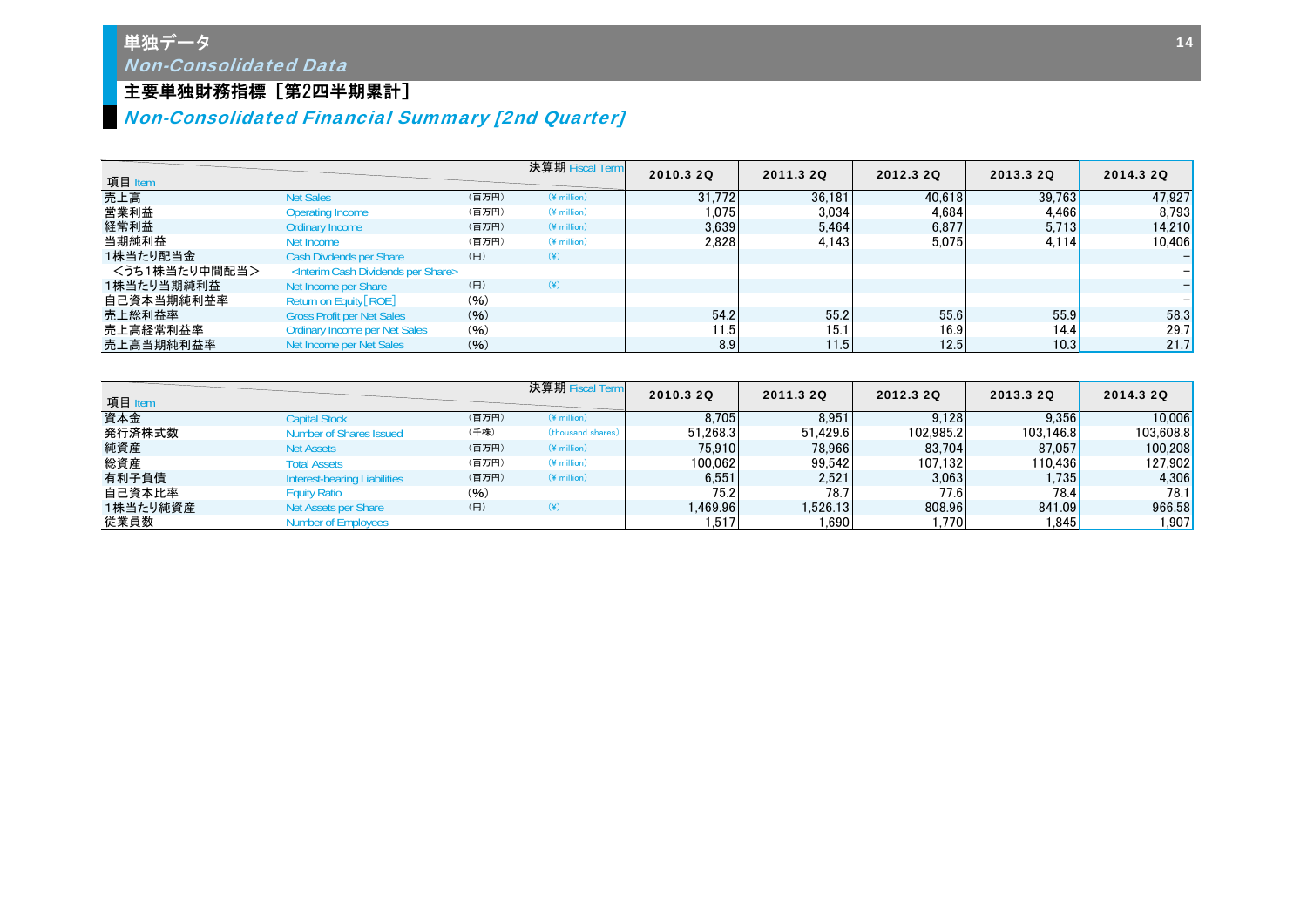# 単独データ
## *Non-Consolidated Data*

## 主要単独財務指標［第2四半期累計］
### *Non-Consolidated Financial Summary [2nd Quarter]*

| 項目 Item | | | 決算期 Fiscal Term | 2010.3 2Q | 2011.3 2Q | 2012.3 2Q | 2013.3 2Q | 2014.3 2Q |
|---|---|---|---|---|---|---|---|---|
| 売上高 | Net Sales | （百万円） | (¥ million) | 31,772 | 36,181 | 40,618 | 39,763 | 47,927 |
| 営業利益 | Operating Income | （百万円） | (¥ million) | 1,075 | 3,034 | 4,684 | 4,466 | 8,793 |
| 経常利益 | Ordinary Income | （百万円） | (¥ million) | 3,639 | 5,464 | 6,877 | 5,713 | 14,210 |
| 当期純利益 | Net Income | （百万円） | (¥ million) | 2,828 | 4,143 | 5,075 | 4,114 | 10,406 |
| 1株当たり配当金 | Cash Dividends per Share | （円） | (¥) | | | | | – |
| ＜うち1株当たり中間配当＞ | <Interim Cash Dividends per Share> | | | | | | | – |
| 1株当たり当期純利益 | Net Income per Share | （円） | (¥) | | | | | – |
| 自己資本当期純利益率 | Return on Equity［ROE］ | (%) | | | | | | – |
| 売上総利益率 | Gross Profit per Net Sales | (%) | | 54.2 | 55.2 | 55.6 | 55.9 | 58.3 |
| 売上高経常利益率 | Ordinary Income per Net Sales | (%) | | 11.5 | 15.1 | 16.9 | 14.4 | 29.7 |
| 売上高当期純利益率 | Net Income per Net Sales | (%) | | 8.9 | 11.5 | 12.5 | 10.3 | 21.7 |

| 項目 Item | | | 決算期 Fiscal Term | 2010.3 2Q | 2011.3 2Q | 2012.3 2Q | 2013.3 2Q | 2014.3 2Q |
|---|---|---|---|---|---|---|---|---|
| 資本金 | Capital Stock | （百万円） | (¥ million) | 8,705 | 8,951 | 9,128 | 9,356 | 10,006 |
| 発行済株式数 | Number of Shares Issued | （千株） | (thousand shares) | 51,268.3 | 51,429.6 | 102,985.2 | 103,146.8 | 103,608.8 |
| 純資産 | Net Assets | （百万円） | (¥ million) | 75,910 | 78,966 | 83,704 | 87,057 | 100,208 |
| 総資産 | Total Assets | （百万円） | (¥ million) | 100,062 | 99,542 | 107,132 | 110,436 | 127,902 |
| 有利子負債 | Interest-bearing Liabilities | （百万円） | (¥ million) | 6,551 | 2,521 | 3,063 | 1,735 | 4,306 |
| 自己資本比率 | Equity Ratio | (%) | | 75.2 | 78.7 | 77.6 | 78.4 | 78.1 |
| 1株当たり純資産 | Net Assets per Share | （円） | (¥) | 1,469.96 | 1,526.13 | 808.96 | 841.09 | 966.58 |
| 従業員数 | Number of Employees | | | 1,517 | 1,690 | 1,770 | 1,845 | 1,907 |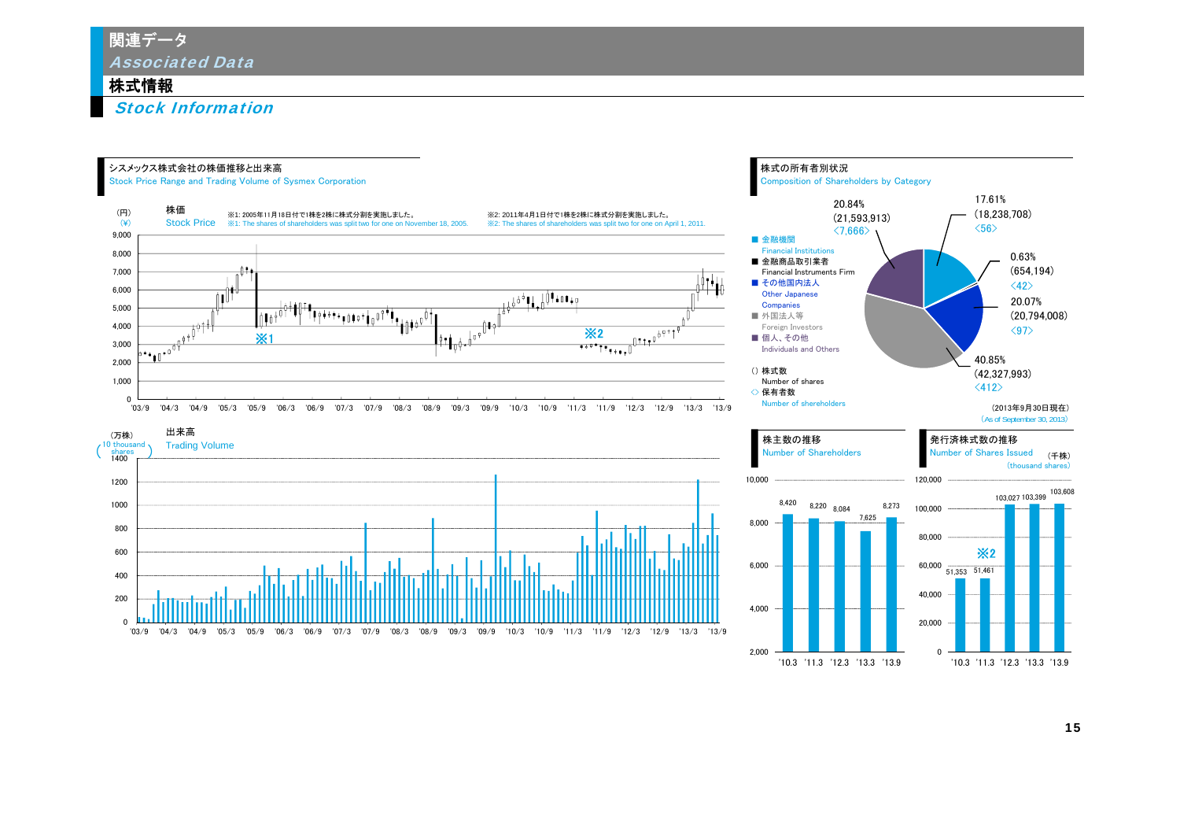# 関連データ
*Associated Data*

## 株式情報
*Stock Information*

### シスメックス株式会社の株価推移と出来高
Stock Price Range and Trading Volume of Sysmex Corporation

株価
Stock Price

（円）
(¥)

※1: 2005年11月18日付で1株を2株に株式分割を実施しました。
※1: The shares of shareholders was split two for one on November 18, 2005.

※2: 2011年4月1日付で1株を2株に株式分割を実施しました。
※2: The shares of shareholders was split two for one on April 1, 2011.

出来高
Trading Volume

（万株）
(10 thousand shares)

### 株式の所有者別状況
Composition of Shareholders by Category

| Category | % | Number of shares | Number of shareholders |
|---|---|---|---|
| 金融機関 Financial Institutions | 17.61% | (18,238,708) | <56> |
| 金融商品取引業者 Financial Instruments Firm | 0.63% | (654,194) | <42> |
| その他国内法人 Other Japanese Companies | 20.07% | (20,794,008) | <97> |
| 外国法人等 Foreign Investors | 40.85% | (42,327,993) | <412> |
| 個人、その他 Individuals and Others | 20.84% | (21,593,913) | <7,666> |

（）株式数 Number of shares
<> 保有者数 Number of shareholders

（2013年9月30日現在）
(As of September 30, 2013)

### 株主数の推移
Number of Shareholders

| '10.3 | '11.3 | '12.3 | '13.3 | '13.9 |
|---|---|---|---|---|
| 8,420 | 8,220 | 8,084 | 7,625 | 8,273 |

### 発行済株式数の推移
Number of Shares Issued

（千株）
(thousand shares)

| '10.3 | '11.3 | '12.3 | '13.3 | '13.9 |
|---|---|---|---|---|
| 51,353 | 51,461 | 103,027 | 103,399 | 103,608 |

※2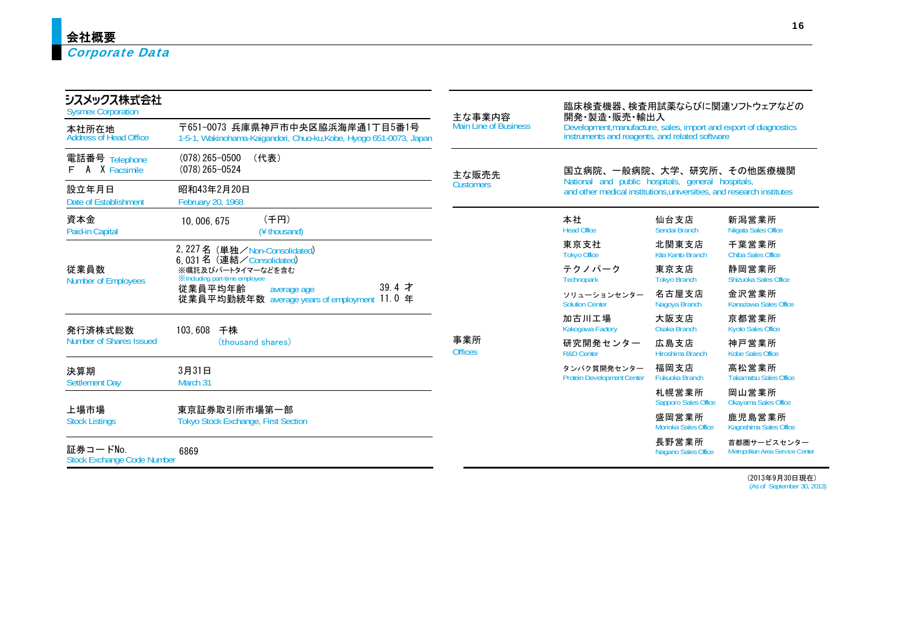# 会社概要
## *Corporate Data*

### シスメックス株式会社
Sysmex Corporation

| 項目 | 内容 |
|---|---|
| 本社所在地<br>Address of Head Office | 〒651-0073 兵庫県神戸市中央区脇浜海岸通1丁目5番1号<br>1-5-1, Wakinohama-Kaigandori, Chuo-ku,Kobe, Hyogo 651-0073, Japan |
| 電話番号 Telephone<br>F A X Facsimile | (078) 265-0500 （代表）<br>(078) 265-0524 |
| 設立年月日<br>Date of Establishment | 昭和43年2月20日<br>February 20, 1968 |
| 資本金<br>Paid-in Capital | 10, 006, 675 （千円）<br>(¥ thousand) |
| 従業員数<br>Number of Employees | 2, 227 名 （単独／Non-Consolidated）<br>6, 031 名 （連結／Consolidated）<br>※嘱託及びパートタイマーなどを含む<br>※Including part-time employee<br>従業員平均年齢 average age 39. 4 才<br>従業員平均勤続年数 average years of employment 11. 0 年 |
| 発行済株式総数<br>Number of Shares Issued | 103, 608 千株<br>(thousand shares) |
| 決算期<br>Settlement Day | 3月31日<br>March 31 |
| 上場市場<br>Stock Listings | 東京証券取引所市場第一部<br>Tokyo Stock Exchange, First Section |
| 証券コードNo.<br>Stock Exchange Code Number | 6869 |

| 項目 | 内容 |
|---|---|
| 主な事業内容<br>Main Line of Business | 臨床検査機器、検査用試薬ならびに関連ソフトウェアなどの開発・製造・販売・輸出入<br>Development,manufacture, sales, import and export of diagnostics instruments and reagents, and related software |
| 主な販売先<br>Customers | 国立病院、一般病院、大学、研究所、その他医療機関<br>National and public hospitals, general hospitals, and other medical institutions,universities, and research institutes |

**事業所 Offices**

| | | |
|---|---|---|
| 本社<br>Head Office | 仙台支店<br>Sendai Branch | 新潟営業所<br>Niigata Sales Office |
| 東京支社<br>Tokyo Office | 北関東支店<br>Kita Kanto Branch | 千葉営業所<br>Chiba Sales Office |
| テクノパーク<br>Technopark | 東京支店<br>Tokyo Branch | 静岡営業所<br>Shizuoka Sales Office |
| ソリューションセンター<br>Solution Center | 名古屋支店<br>Nagoya Branch | 金沢営業所<br>Kanazawa Sales Office |
| 加古川工場<br>Kakogawa Factory | 大阪支店<br>Osaka Branch | 京都営業所<br>Kyoto Sales Office |
| 研究開発センター<br>R&D Center | 広島支店<br>Hiroshima Branch | 神戸営業所<br>Kobe Sales Office |
| タンパク質開発センター<br>Protein Development Center | 福岡支店<br>Fukuoka Branch | 高松営業所<br>Takamatsu Sales Office |
| | 札幌営業所<br>Sapporo Sales Office | 岡山営業所<br>Okayama Sales Office |
| | 盛岡営業所<br>Morioka Sales Office | 鹿児島営業所<br>Kagoshima Sales Office |
| | 長野営業所<br>Nagano Sales Office | 首都圏サービスセンター<br>Metropolitan Area Service Center |

(2013年9月30日現在)
(As of September 30, 2013)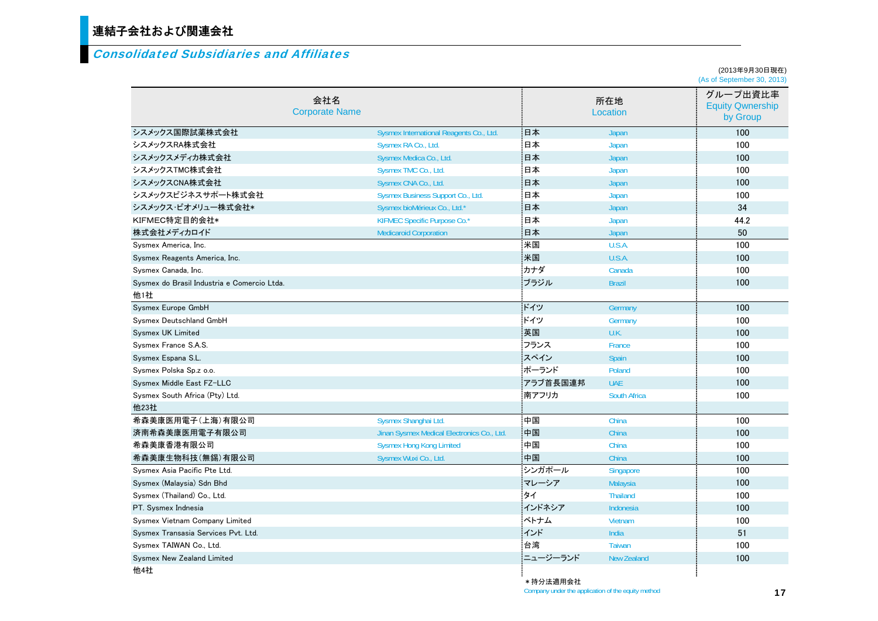# 連結子会社および関連会社

## *Consolidated Subsidiaries and Affiliates*

(2013年9月30日現在)
(As of September 30, 2013)

| 会社名 | Corporate Name | 所在地 | Location | グループ出資比率 Equity Qwnership by Group |
|---|---|---|---|---|
| シスメックス国際試薬株式会社 | Sysmex International Reagents Co., Ltd. | 日本 | Japan | 100 |
| シスメックスRA株式会社 | Sysmex RA Co., Ltd. | 日本 | Japan | 100 |
| シスメックスメディカ株式会社 | Sysmex Medica Co., Ltd. | 日本 | Japan | 100 |
| シスメックスTMC株式会社 | Sysmex TMC Co., Ltd. | 日本 | Japan | 100 |
| シスメックスCNA株式会社 | Sysmex CNA Co., Ltd. | 日本 | Japan | 100 |
| シスメックスビジネスサポート株式会社 | Sysmex Business Support Co., Ltd. | 日本 | Japan | 100 |
| シスメックス･ビオメリュー株式会社* | Sysmex bioMérieux Co., Ltd.* | 日本 | Japan | 34 |
| KIFMEC特定目的会社* | KIFMEC Specific Purpose Co.* | 日本 | Japan | 44.2 |
| 株式会社メディカロイド | Medicaroid Corporation | 日本 | Japan | 50 |
| Sysmex America, Inc. | | 米国 | U.S.A. | 100 |
| Sysmex Reagents America, Inc. | | 米国 | U.S.A. | 100 |
| Sysmex Canada, Inc. | | カナダ | Canada | 100 |
| Sysmex do Brasil Industria e Comercio Ltda. | | ブラジル | Brazil | 100 |
| 他1社 | | | | |
| Sysmex Europe GmbH | | ドイツ | Germany | 100 |
| Sysmex Deutschland GmbH | | ドイツ | Germany | 100 |
| Sysmex UK Limited | | 英国 | U.K. | 100 |
| Sysmex France S.A.S. | | フランス | France | 100 |
| Sysmex Espana S.L. | | スペイン | Spain | 100 |
| Sysmex Polska Sp.z o.o. | | ポーランド | Poland | 100 |
| Sysmex Middle East FZ-LLC | | アラブ首長国連邦 | UAE | 100 |
| Sysmex South Africa (Pty) Ltd. | | 南アフリカ | South Africa | 100 |
| 他23社 | | | | |
| 希森美康医用電子(上海)有限公司 | Sysmex Shanghai Ltd. | 中国 | China | 100 |
| 済南希森美康医用電子有限公司 | Jinan Sysmex Medical Electronics Co., Ltd. | 中国 | China | 100 |
| 希森美康香港有限公司 | Sysmex Hong Kong Limited | 中国 | China | 100 |
| 希森美康生物科技(無錫)有限公司 | Sysmex Wuxi Co., Ltd. | 中国 | China | 100 |
| Sysmex Asia Pacific Pte Ltd. | | シンガポール | Singapore | 100 |
| Sysmex (Malaysia) Sdn Bhd | | マレーシア | Malaysia | 100 |
| Sysmex (Thailand) Co., Ltd. | | タイ | Thailand | 100 |
| PT. Sysmex Indnesia | | インドネシア | Indonesia | 100 |
| Sysmex Vietnam Company Limited | | ベトナム | Vietnam | 100 |
| Sysmex Transasia Services Pvt. Ltd. | | インド | India | 51 |
| Sysmex TAIWAN Co., Ltd. | | 台湾 | Taiwan | 100 |
| Sysmex New Zealand Limited | | ニュージーランド | New Zealand | 100 |
| 他4社 | | | | |

＊持分法適用会社
Company under the application of the equity method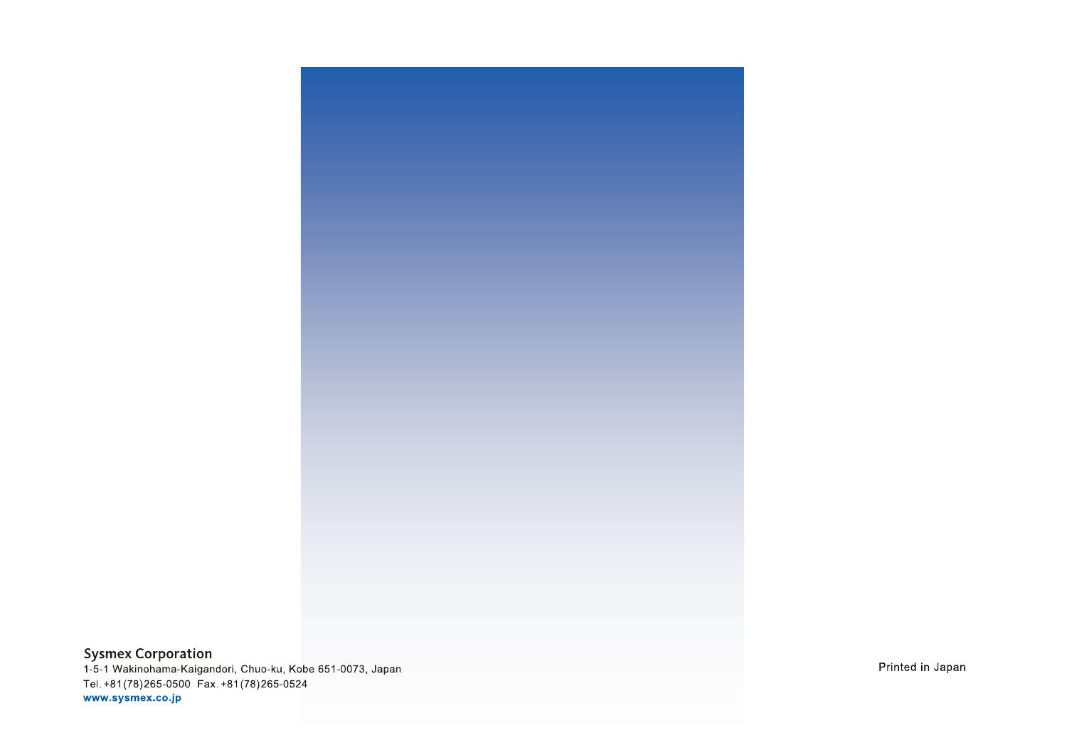**Sysmex Corporation**
1-5-1 Wakinohama-Kaigandori, Chuo-ku, Kobe 651-0073, Japan
Tel. +81(78)265-0500 Fax. +81(78)265-0524
www.sysmex.co.jp

Printed in Japan